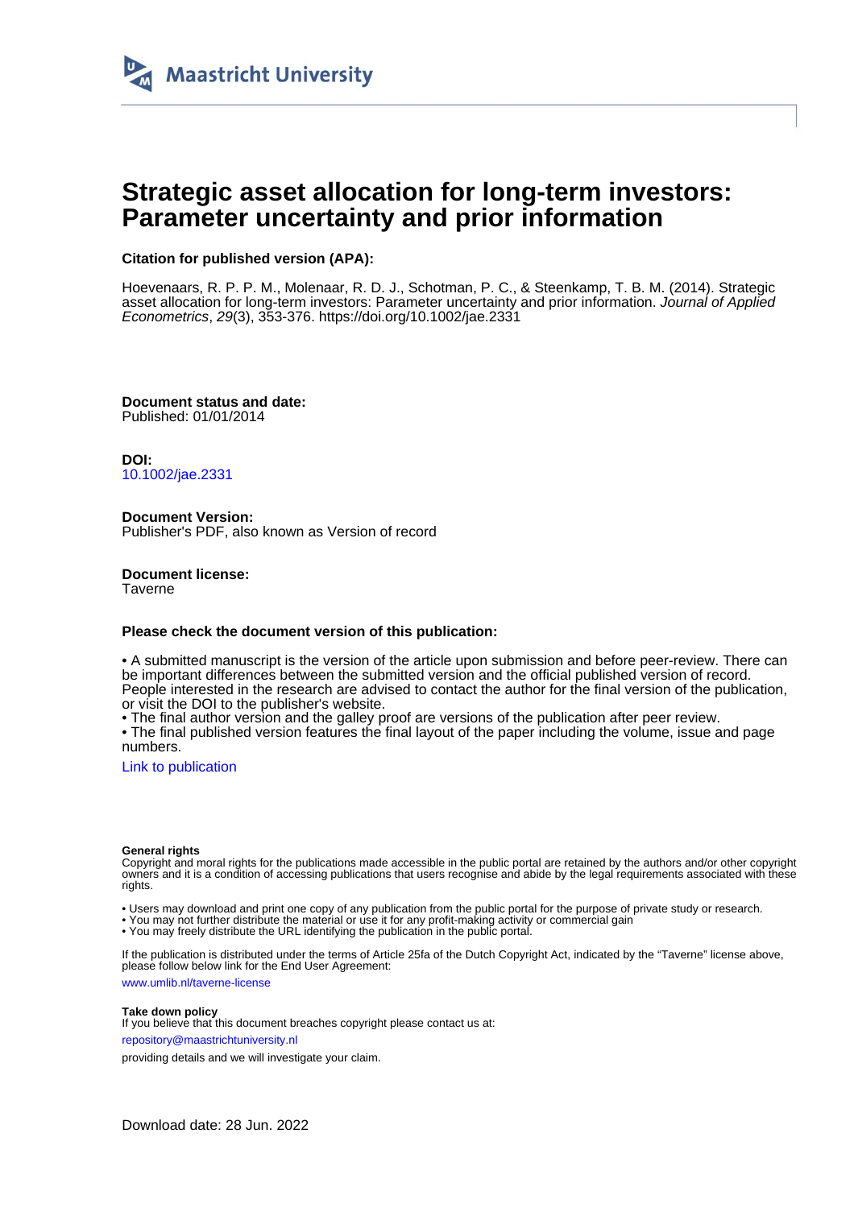Maastricht University

# Strategic asset allocation for long-term investors: Parameter uncertainty and prior information

**Citation for published version (APA):**

Hoevenaars, R. P. P. M., Molenaar, R. D. J., Schotman, P. C., & Steenkamp, T. B. M. (2014). Strategic asset allocation for long-term investors: Parameter uncertainty and prior information. *Journal of Applied Econometrics*, *29*(3), 353-376. https://doi.org/10.1002/jae.2331

**Document status and date:**
Published: 01/01/2014

**DOI:**
10.1002/jae.2331

**Document Version:**
Publisher's PDF, also known as Version of record

**Document license:**
Taverne

**Please check the document version of this publication:**

• A submitted manuscript is the version of the article upon submission and before peer-review. There can be important differences between the submitted version and the official published version of record. People interested in the research are advised to contact the author for the final version of the publication, or visit the DOI to the publisher's website.
• The final author version and the galley proof are versions of the publication after peer review.
• The final published version features the final layout of the paper including the volume, issue and page numbers.

Link to publication

**General rights**
Copyright and moral rights for the publications made accessible in the public portal are retained by the authors and/or other copyright owners and it is a condition of accessing publications that users recognise and abide by the legal requirements associated with these rights.

• Users may download and print one copy of any publication from the public portal for the purpose of private study or research.
• You may not further distribute the material or use it for any profit-making activity or commercial gain
• You may freely distribute the URL identifying the publication in the public portal.

If the publication is distributed under the terms of Article 25fa of the Dutch Copyright Act, indicated by the "Taverne" license above, please follow below link for the End User Agreement:

www.umlib.nl/taverne-license

**Take down policy**
If you believe that this document breaches copyright please contact us at:

repository@maastrichtuniversity.nl

providing details and we will investigate your claim.

Download date: 28 Jun. 2022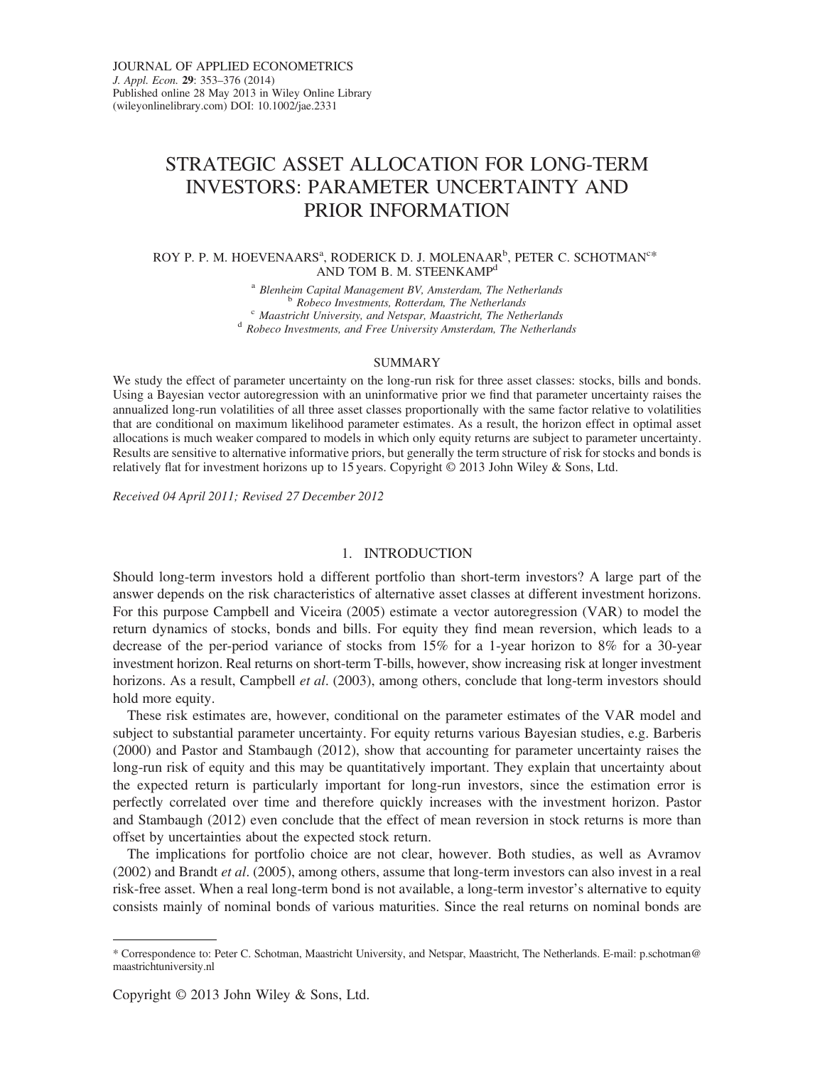# STRATEGIC ASSET ALLOCATION FOR LONG-TERM INVESTORS: PARAMETER UNCERTAINTY AND PRIOR INFORMATION

ROY P. P. M. HOEVENAARS[a], RODERICK D. J. MOLENAAR[b], PETER C. SCHOTMAN[c*] AND TOM B. M. STEENKAMP[d]

[a] *Blenheim Capital Management BV, Amsterdam, The Netherlands*
[b] *Robeco Investments, Rotterdam, The Netherlands*
[c] *Maastricht University, and Netspar, Maastricht, The Netherlands*
[d] *Robeco Investments, and Free University Amsterdam, The Netherlands*

## SUMMARY

We study the effect of parameter uncertainty on the long-run risk for three asset classes: stocks, bills and bonds. Using a Bayesian vector autoregression with an uninformative prior we find that parameter uncertainty raises the annualized long-run volatilities of all three asset classes proportionally with the same factor relative to volatilities that are conditional on maximum likelihood parameter estimates. As a result, the horizon effect in optimal asset allocations is much weaker compared to models in which only equity returns are subject to parameter uncertainty. Results are sensitive to alternative informative priors, but generally the term structure of risk for stocks and bonds is relatively flat for investment horizons up to 15 years. Copyright © 2013 John Wiley & Sons, Ltd.

*Received 04 April 2011; Revised 27 December 2012*

## 1. INTRODUCTION

Should long-term investors hold a different portfolio than short-term investors? A large part of the answer depends on the risk characteristics of alternative asset classes at different investment horizons. For this purpose Campbell and Viceira (2005) estimate a vector autoregression (VAR) to model the return dynamics of stocks, bonds and bills. For equity they find mean reversion, which leads to a decrease of the per-period variance of stocks from 15% for a 1-year horizon to 8% for a 30-year investment horizon. Real returns on short-term T-bills, however, show increasing risk at longer investment horizons. As a result, Campbell *et al*. (2003), among others, conclude that long-term investors should hold more equity.

These risk estimates are, however, conditional on the parameter estimates of the VAR model and subject to substantial parameter uncertainty. For equity returns various Bayesian studies, e.g. Barberis (2000) and Pastor and Stambaugh (2012), show that accounting for parameter uncertainty raises the long-run risk of equity and this may be quantitatively important. They explain that uncertainty about the expected return is particularly important for long-run investors, since the estimation error is perfectly correlated over time and therefore quickly increases with the investment horizon. Pastor and Stambaugh (2012) even conclude that the effect of mean reversion in stock returns is more than offset by uncertainties about the expected stock return.

The implications for portfolio choice are not clear, however. Both studies, as well as Avramov (2002) and Brandt *et al*. (2005), among others, assume that long-term investors can also invest in a real risk-free asset. When a real long-term bond is not available, a long-term investor's alternative to equity consists mainly of nominal bonds of various maturities. Since the real returns on nominal bonds are

---

\* Correspondence to: Peter C. Schotman, Maastricht University, and Netspar, Maastricht, The Netherlands. E-mail: p.schotman@maastrichtuniversity.nl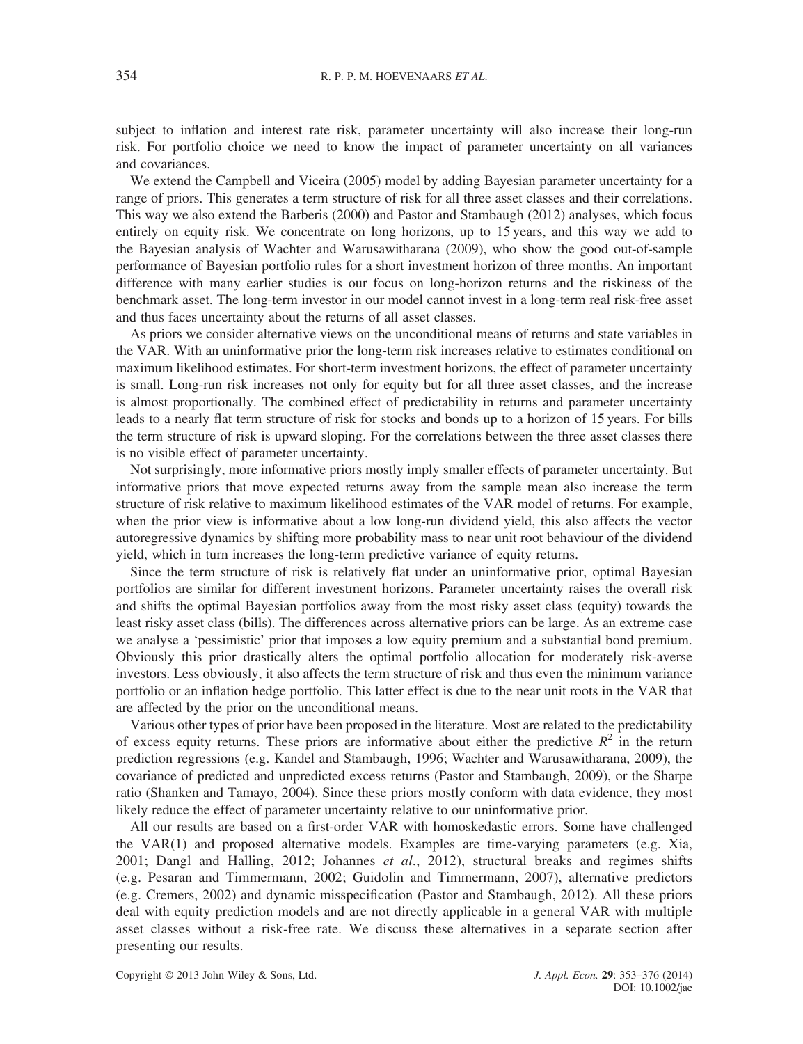subject to inflation and interest rate risk, parameter uncertainty will also increase their long-run risk. For portfolio choice we need to know the impact of parameter uncertainty on all variances and covariances.

We extend the Campbell and Viceira (2005) model by adding Bayesian parameter uncertainty for a range of priors. This generates a term structure of risk for all three asset classes and their correlations. This way we also extend the Barberis (2000) and Pastor and Stambaugh (2012) analyses, which focus entirely on equity risk. We concentrate on long horizons, up to 15 years, and this way we add to the Bayesian analysis of Wachter and Warusawitharana (2009), who show the good out-of-sample performance of Bayesian portfolio rules for a short investment horizon of three months. An important difference with many earlier studies is our focus on long-horizon returns and the riskiness of the benchmark asset. The long-term investor in our model cannot invest in a long-term real risk-free asset and thus faces uncertainty about the returns of all asset classes.

As priors we consider alternative views on the unconditional means of returns and state variables in the VAR. With an uninformative prior the long-term risk increases relative to estimates conditional on maximum likelihood estimates. For short-term investment horizons, the effect of parameter uncertainty is small. Long-run risk increases not only for equity but for all three asset classes, and the increase is almost proportionally. The combined effect of predictability in returns and parameter uncertainty leads to a nearly flat term structure of risk for stocks and bonds up to a horizon of 15 years. For bills the term structure of risk is upward sloping. For the correlations between the three asset classes there is no visible effect of parameter uncertainty.

Not surprisingly, more informative priors mostly imply smaller effects of parameter uncertainty. But informative priors that move expected returns away from the sample mean also increase the term structure of risk relative to maximum likelihood estimates of the VAR model of returns. For example, when the prior view is informative about a low long-run dividend yield, this also affects the vector autoregressive dynamics by shifting more probability mass to near unit root behaviour of the dividend yield, which in turn increases the long-term predictive variance of equity returns.

Since the term structure of risk is relatively flat under an uninformative prior, optimal Bayesian portfolios are similar for different investment horizons. Parameter uncertainty raises the overall risk and shifts the optimal Bayesian portfolios away from the most risky asset class (equity) towards the least risky asset class (bills). The differences across alternative priors can be large. As an extreme case we analyse a 'pessimistic' prior that imposes a low equity premium and a substantial bond premium. Obviously this prior drastically alters the optimal portfolio allocation for moderately risk-averse investors. Less obviously, it also affects the term structure of risk and thus even the minimum variance portfolio or an inflation hedge portfolio. This latter effect is due to the near unit roots in the VAR that are affected by the prior on the unconditional means.

Various other types of prior have been proposed in the literature. Most are related to the predictability of excess equity returns. These priors are informative about either the predictive $R^2$ in the return prediction regressions (e.g. Kandel and Stambaugh, 1996; Wachter and Warusawitharana, 2009), the covariance of predicted and unpredicted excess returns (Pastor and Stambaugh, 2009), or the Sharpe ratio (Shanken and Tamayo, 2004). Since these priors mostly conform with data evidence, they most likely reduce the effect of parameter uncertainty relative to our uninformative prior.

All our results are based on a first-order VAR with homoskedastic errors. Some have challenged the VAR(1) and proposed alternative models. Examples are time-varying parameters (e.g. Xia, 2001; Dangl and Halling, 2012; Johannes *et al.*, 2012), structural breaks and regimes shifts (e.g. Pesaran and Timmermann, 2002; Guidolin and Timmermann, 2007), alternative predictors (e.g. Cremers, 2002) and dynamic misspecification (Pastor and Stambaugh, 2012). All these priors deal with equity prediction models and are not directly applicable in a general VAR with multiple asset classes without a risk-free rate. We discuss these alternatives in a separate section after presenting our results.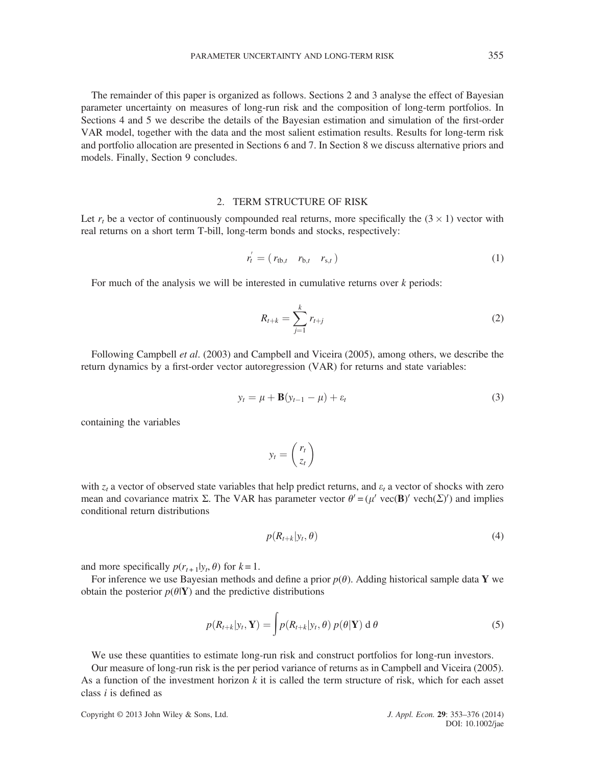The remainder of this paper is organized as follows. Sections 2 and 3 analyse the effect of Bayesian parameter uncertainty on measures of long-run risk and the composition of long-term portfolios. In Sections 4 and 5 we describe the details of the Bayesian estimation and simulation of the first-order VAR model, together with the data and the most salient estimation results. Results for long-term risk and portfolio allocation are presented in Sections 6 and 7. In Section 8 we discuss alternative priors and models. Finally, Section 9 concludes.

## 2. TERM STRUCTURE OF RISK

Let $r_t$ be a vector of continuously compounded real returns, more specifically the $(3 \times 1)$ vector with real returns on a short term T-bill, long-term bonds and stocks, respectively:

$$r_t' = \begin{pmatrix} r_{\text{tb},t} & r_{\text{b},t} & r_{\text{s},t} \end{pmatrix} \tag{1}$$

For much of the analysis we will be interested in cumulative returns over $k$ periods:

$$R_{t+k} = \sum_{j=1}^{k} r_{t+j} \tag{2}$$

Following Campbell *et al*. (2003) and Campbell and Viceira (2005), among others, we describe the return dynamics by a first-order vector autoregression (VAR) for returns and state variables:

$$y_t = \mu + \mathbf{B}(y_{t-1} - \mu) + \varepsilon_t \tag{3}$$

containing the variables

$$y_t = \begin{pmatrix} r_t \\ z_t \end{pmatrix}$$

with $z_t$ a vector of observed state variables that help predict returns, and $\varepsilon_t$ a vector of shocks with zero mean and covariance matrix $\Sigma$. The VAR has parameter vector $\theta' = (\mu' \ \text{vec}(\mathbf{B})' \ \text{vech}(\Sigma)')$ and implies conditional return distributions

$$p(R_{t+k}|y_t, \theta) \tag{4}$$

and more specifically $p(r_{t+1}|y_t, \theta)$ for $k = 1$.

For inference we use Bayesian methods and define a prior $p(\theta)$. Adding historical sample data $\mathbf{Y}$ we obtain the posterior $p(\theta|\mathbf{Y})$ and the predictive distributions

$$p(R_{t+k}|y_t, \mathbf{Y}) = \int p(R_{t+k}|y_t, \theta)\, p(\theta|\mathbf{Y})\, \mathrm{d}\,\theta \tag{5}$$

We use these quantities to estimate long-run risk and construct portfolios for long-run investors.

Our measure of long-run risk is the per period variance of returns as in Campbell and Viceira (2005). As a function of the investment horizon $k$ it is called the term structure of risk, which for each asset class $i$ is defined as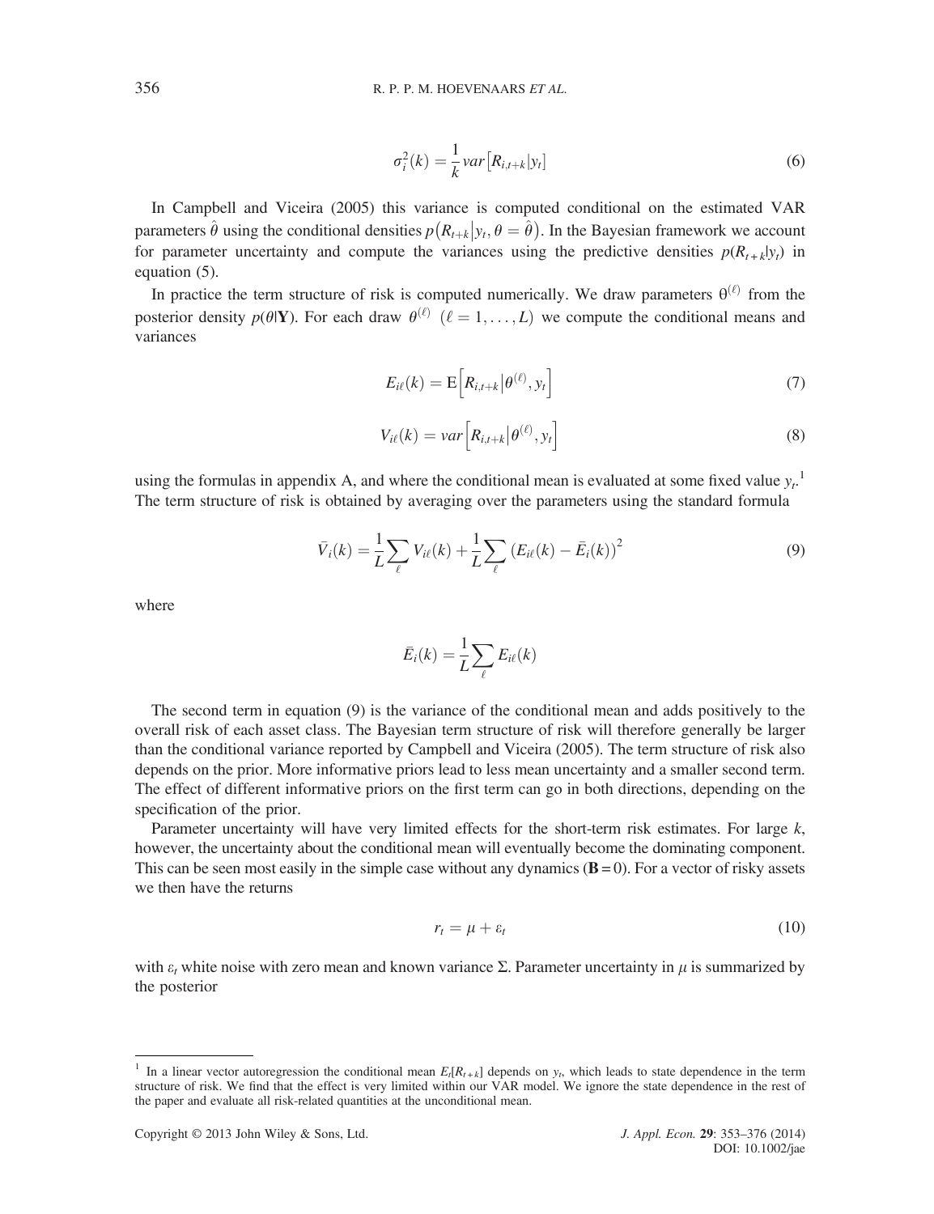$$\sigma_i^2(k) = \frac{1}{k} var\left[R_{i,t+k}|y_t\right] \tag{6}$$

In Campbell and Viceira (2005) this variance is computed conditional on the estimated VAR parameters $\hat{\theta}$ using the conditional densities $p\left(R_{t+k}\middle|y_t, \theta = \hat{\theta}\right)$. In the Bayesian framework we account for parameter uncertainty and compute the variances using the predictive densities $p(R_{t+k}|y_t)$ in equation (5).

In practice the term structure of risk is computed numerically. We draw parameters $\theta^{(\ell)}$ from the posterior density $p(\theta|\mathbf{Y})$. For each draw $\theta^{(\ell)}$ $(\ell = 1, \ldots, L)$ we compute the conditional means and variances

$$E_{i\ell}(k) = \mathrm{E}\left[R_{i,t+k}\middle|\theta^{(\ell)}, y_t\right] \tag{7}$$

$$V_{i\ell}(k) = var\left[R_{i,t+k}\middle|\theta^{(\ell)}, y_t\right] \tag{8}$$

using the formulas in appendix A, and where the conditional mean is evaluated at some fixed value $y_t$.[1] The term structure of risk is obtained by averaging over the parameters using the standard formula

$$\bar{V}_i(k) = \frac{1}{L}\sum_{\ell} V_{i\ell}(k) + \frac{1}{L}\sum_{\ell}\left(E_{i\ell}(k) - \bar{E}_i(k)\right)^2 \tag{9}$$

where

$$\bar{E}_i(k) = \frac{1}{L}\sum_{\ell} E_{i\ell}(k)$$

The second term in equation (9) is the variance of the conditional mean and adds positively to the overall risk of each asset class. The Bayesian term structure of risk will therefore generally be larger than the conditional variance reported by Campbell and Viceira (2005). The term structure of risk also depends on the prior. More informative priors lead to less mean uncertainty and a smaller second term. The effect of different informative priors on the first term can go in both directions, depending on the specification of the prior.

Parameter uncertainty will have very limited effects for the short-term risk estimates. For large $k$, however, the uncertainty about the conditional mean will eventually become the dominating component. This can be seen most easily in the simple case without any dynamics ($\mathbf{B} = 0$). For a vector of risky assets we then have the returns

$$r_t = \mu + \varepsilon_t \tag{10}$$

with $\varepsilon_t$ white noise with zero mean and known variance $\Sigma$. Parameter uncertainty in $\mu$ is summarized by the posterior

---

[1] In a linear vector autoregression the conditional mean $E_t[R_{t+k}]$ depends on $y_t$, which leads to state dependence in the term structure of risk. We find that the effect is very limited within our VAR model. We ignore the state dependence in the rest of the paper and evaluate all risk-related quantities at the unconditional mean.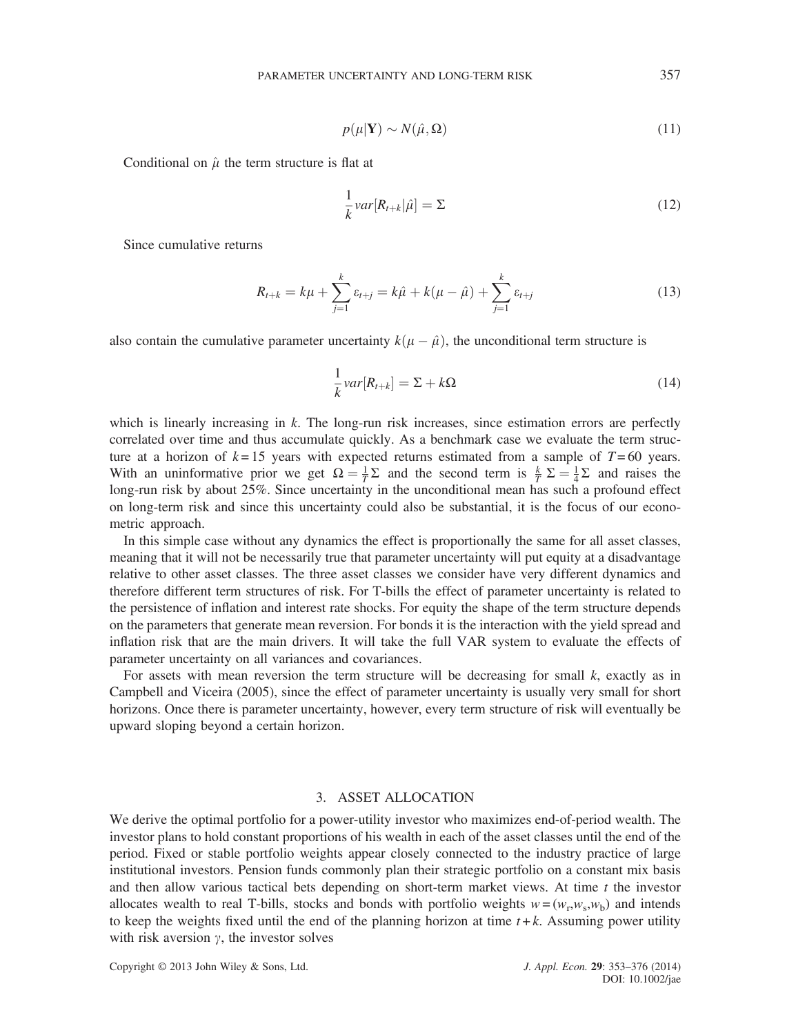$$p(\mu|\mathbf{Y}) \sim N(\hat{\mu}, \Omega) \tag{11}$$

Conditional on $\hat{\mu}$ the term structure is flat at

$$\frac{1}{k} var[R_{t+k}|\hat{\mu}] = \Sigma \tag{12}$$

Since cumulative returns

$$R_{t+k} = k\mu + \sum_{j=1}^{k} \varepsilon_{t+j} = k\hat{\mu} + k(\mu - \hat{\mu}) + \sum_{j=1}^{k} \varepsilon_{t+j} \tag{13}$$

also contain the cumulative parameter uncertainty $k(\mu - \hat{\mu})$, the unconditional term structure is

$$\frac{1}{k} var[R_{t+k}] = \Sigma + k\Omega \tag{14}$$

which is linearly increasing in $k$. The long-run risk increases, since estimation errors are perfectly correlated over time and thus accumulate quickly. As a benchmark case we evaluate the term structure at a horizon of $k = 15$ years with expected returns estimated from a sample of $T = 60$ years. With an uninformative prior we get $\Omega = \frac{1}{T}\Sigma$ and the second term is $\frac{k}{T}\Sigma = \frac{1}{4}\Sigma$ and raises the long-run risk by about 25%. Since uncertainty in the unconditional mean has such a profound effect on long-term risk and since this uncertainty could also be substantial, it is the focus of our econometric approach.

In this simple case without any dynamics the effect is proportionally the same for all asset classes, meaning that it will not be necessarily true that parameter uncertainty will put equity at a disadvantage relative to other asset classes. The three asset classes we consider have very different dynamics and therefore different term structures of risk. For T-bills the effect of parameter uncertainty is related to the persistence of inflation and interest rate shocks. For equity the shape of the term structure depends on the parameters that generate mean reversion. For bonds it is the interaction with the yield spread and inflation risk that are the main drivers. It will take the full VAR system to evaluate the effects of parameter uncertainty on all variances and covariances.

For assets with mean reversion the term structure will be decreasing for small $k$, exactly as in Campbell and Viceira (2005), since the effect of parameter uncertainty is usually very small for short horizons. Once there is parameter uncertainty, however, every term structure of risk will eventually be upward sloping beyond a certain horizon.

## 3. ASSET ALLOCATION

We derive the optimal portfolio for a power-utility investor who maximizes end-of-period wealth. The investor plans to hold constant proportions of his wealth in each of the asset classes until the end of the period. Fixed or stable portfolio weights appear closely connected to the industry practice of large institutional investors. Pension funds commonly plan their strategic portfolio on a constant mix basis and then allow various tactical bets depending on short-term market views. At time $t$ the investor allocates wealth to real T-bills, stocks and bonds with portfolio weights $w = (w_r, w_s, w_b)$ and intends to keep the weights fixed until the end of the planning horizon at time $t + k$. Assuming power utility with risk aversion $\gamma$, the investor solves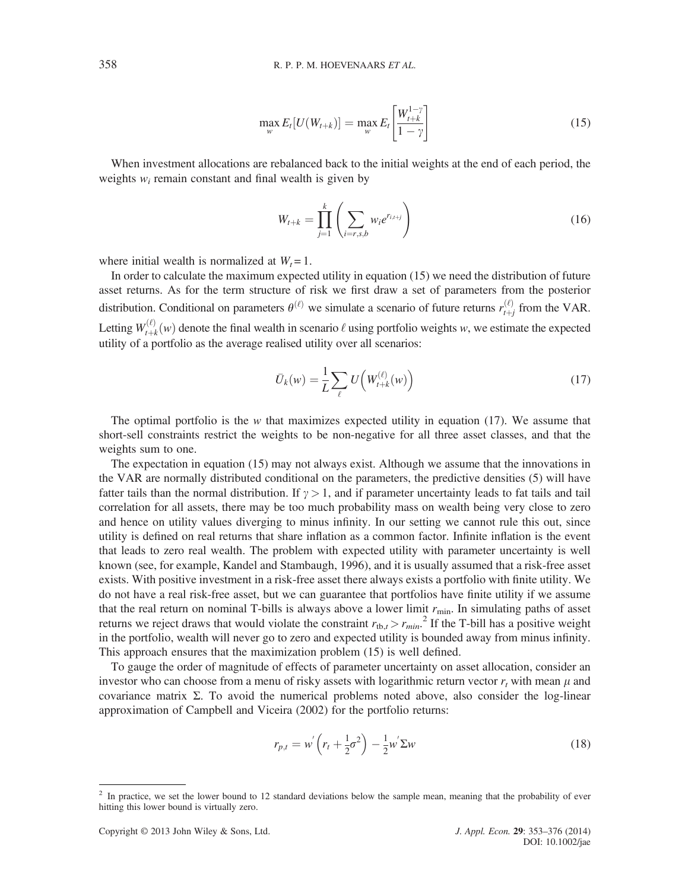$$\max_w E_t[U(W_{t+k})] = \max_w E_t\left[\frac{W_{t+k}^{1-\gamma}}{1-\gamma}\right] \tag{15}$$

When investment allocations are rebalanced back to the initial weights at the end of each period, the weights $w_i$ remain constant and final wealth is given by

$$W_{t+k} = \prod_{j=1}^{k}\left(\sum_{i=r,s,b} w_i e^{r_{i,t+j}}\right) \tag{16}$$

where initial wealth is normalized at $W_t = 1$.

In order to calculate the maximum expected utility in equation (15) we need the distribution of future asset returns. As for the term structure of risk we first draw a set of parameters from the posterior distribution. Conditional on parameters $\theta^{(\ell)}$ we simulate a scenario of future returns $r_{t+j}^{(\ell)}$ from the VAR. Letting $W_{t+k}^{(\ell)}(w)$ denote the final wealth in scenario $\ell$ using portfolio weights $w$, we estimate the expected utility of a portfolio as the average realised utility over all scenarios:

$$\bar{U}_k(w) = \frac{1}{L}\sum_{\ell} U\left(W_{t+k}^{(\ell)}(w)\right) \tag{17}$$

The optimal portfolio is the $w$ that maximizes expected utility in equation (17). We assume that short-sell constraints restrict the weights to be non-negative for all three asset classes, and that the weights sum to one.

The expectation in equation (15) may not always exist. Although we assume that the innovations in the VAR are normally distributed conditional on the parameters, the predictive densities (5) will have fatter tails than the normal distribution. If $\gamma > 1$, and if parameter uncertainty leads to fat tails and tail correlation for all assets, there may be too much probability mass on wealth being very close to zero and hence on utility values diverging to minus infinity. In our setting we cannot rule this out, since utility is defined on real returns that share inflation as a common factor. Infinite inflation is the event that leads to zero real wealth. The problem with expected utility with parameter uncertainty is well known (see, for example, Kandel and Stambaugh, 1996), and it is usually assumed that a risk-free asset exists. With positive investment in a risk-free asset there always exists a portfolio with finite utility. We do not have a real risk-free asset, but we can guarantee that portfolios have finite utility if we assume that the real return on nominal T-bills is always above a lower limit $r_{\min}$. In simulating paths of asset returns we reject draws that would violate the constraint $r_{\text{tb},t} > r_{min}$.[2] If the T-bill has a positive weight in the portfolio, wealth will never go to zero and expected utility is bounded away from minus infinity. This approach ensures that the maximization problem (15) is well defined.

To gauge the order of magnitude of effects of parameter uncertainty on asset allocation, consider an investor who can choose from a menu of risky assets with logarithmic return vector $r_t$ with mean $\mu$ and covariance matrix $\Sigma$. To avoid the numerical problems noted above, also consider the log-linear approximation of Campbell and Viceira (2002) for the portfolio returns:

$$r_{p,t} = w'\left(r_t + \tfrac{1}{2}\sigma^2\right) - \tfrac{1}{2}w'\Sigma w \tag{18}$$

[2] In practice, we set the lower bound to 12 standard deviations below the sample mean, meaning that the probability of ever hitting this lower bound is virtually zero.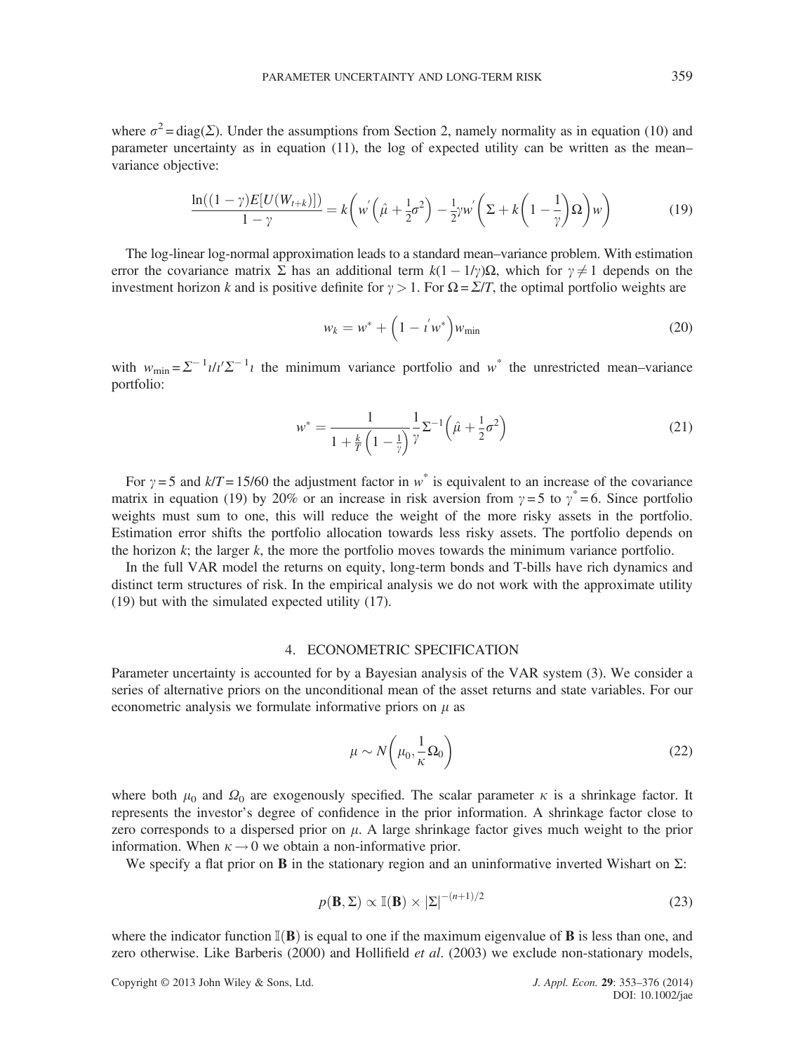where $\sigma^2 = \text{diag}(\Sigma)$. Under the assumptions from Section 2, namely normality as in equation (10) and parameter uncertainty as in equation (11), the log of expected utility can be written as the mean–variance objective:

$$\frac{\ln((1-\gamma)E[U(W_{t+k})])}{1-\gamma} = k\left(w'\left(\hat{\mu} + \frac{1}{2}\sigma^2\right) - \frac{1}{2}\gamma w'\left(\Sigma + k\left(1 - \frac{1}{\gamma}\right)\Omega\right)w\right) \tag{19}$$

The log-linear log-normal approximation leads to a standard mean–variance problem. With estimation error the covariance matrix $\Sigma$ has an additional term $k(1 - 1/\gamma)\Omega$, which for $\gamma \neq 1$ depends on the investment horizon $k$ and is positive definite for $\gamma > 1$. For $\Omega = \Sigma/T$, the optimal portfolio weights are

$$w_k = w^* + \left(1 - \iota' w^*\right) w_{\min} \tag{20}$$

with $w_{\min} = \Sigma^{-1}\iota/\iota'\Sigma^{-1}\iota$ the minimum variance portfolio and $w^*$ the unrestricted mean–variance portfolio:

$$w^* = \frac{1}{1 + \frac{k}{T}\left(1 - \frac{1}{\gamma}\right)} \frac{1}{\gamma} \Sigma^{-1}\left(\hat{\mu} + \frac{1}{2}\sigma^2\right) \tag{21}$$

For $\gamma = 5$ and $k/T = 15/60$ the adjustment factor in $w^*$ is equivalent to an increase of the covariance matrix in equation (19) by 20% or an increase in risk aversion from $\gamma = 5$ to $\gamma^* = 6$. Since portfolio weights must sum to one, this will reduce the weight of the more risky assets in the portfolio. Estimation error shifts the portfolio allocation towards less risky assets. The portfolio depends on the horizon $k$; the larger $k$, the more the portfolio moves towards the minimum variance portfolio.

In the full VAR model the returns on equity, long-term bonds and T-bills have rich dynamics and distinct term structures of risk. In the empirical analysis we do not work with the approximate utility (19) but with the simulated expected utility (17).

## 4. ECONOMETRIC SPECIFICATION

Parameter uncertainty is accounted for by a Bayesian analysis of the VAR system (3). We consider a series of alternative priors on the unconditional mean of the asset returns and state variables. For our econometric analysis we formulate informative priors on $\mu$ as

$$\mu \sim N\left(\mu_0, \frac{1}{\kappa}\Omega_0\right) \tag{22}$$

where both $\mu_0$ and $\Omega_0$ are exogenously specified. The scalar parameter $\kappa$ is a shrinkage factor. It represents the investor's degree of confidence in the prior information. A shrinkage factor close to zero corresponds to a dispersed prior on $\mu$. A large shrinkage factor gives much weight to the prior information. When $\kappa \to 0$ we obtain a non-informative prior.

We specify a flat prior on $\mathbf{B}$ in the stationary region and an uninformative inverted Wishart on $\Sigma$:

$$p(\mathbf{B}, \Sigma) \propto \mathbb{I}(\mathbf{B}) \times |\Sigma|^{-(n+1)/2} \tag{23}$$

where the indicator function $\mathbb{I}(\mathbf{B})$ is equal to one if the maximum eigenvalue of $\mathbf{B}$ is less than one, and zero otherwise. Like Barberis (2000) and Hollifield *et al*. (2003) we exclude non-stationary models,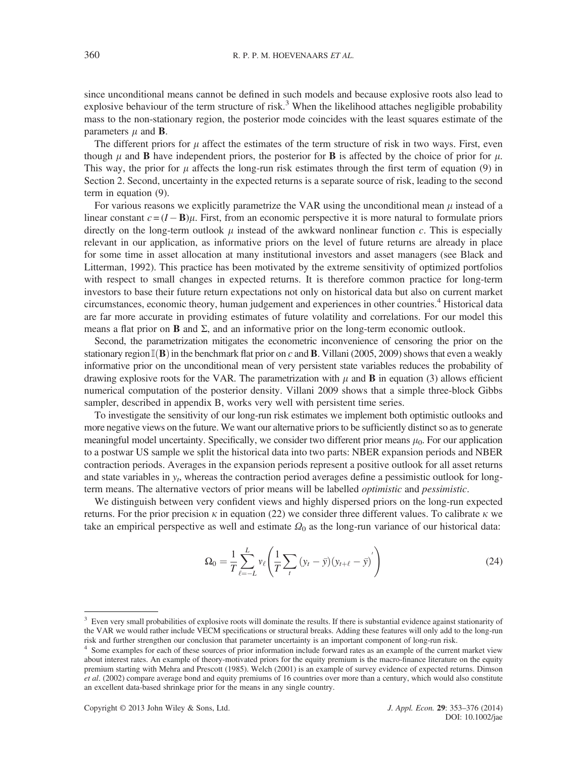since unconditional means cannot be defined in such models and because explosive roots also lead to explosive behaviour of the term structure of risk.[3] When the likelihood attaches negligible probability mass to the non-stationary region, the posterior mode coincides with the least squares estimate of the parameters $\mu$ and $\mathbf{B}$.

The different priors for $\mu$ affect the estimates of the term structure of risk in two ways. First, even though $\mu$ and $\mathbf{B}$ have independent priors, the posterior for $\mathbf{B}$ is affected by the choice of prior for $\mu$. This way, the prior for $\mu$ affects the long-run risk estimates through the first term of equation (9) in Section 2. Second, uncertainty in the expected returns is a separate source of risk, leading to the second term in equation (9).

For various reasons we explicitly parametrize the VAR using the unconditional mean $\mu$ instead of a linear constant $c = (I - \mathbf{B})\mu$. First, from an economic perspective it is more natural to formulate priors directly on the long-term outlook $\mu$ instead of the awkward nonlinear function $c$. This is especially relevant in our application, as informative priors on the level of future returns are already in place for some time in asset allocation at many institutional investors and asset managers (see Black and Litterman, 1992). This practice has been motivated by the extreme sensitivity of optimized portfolios with respect to small changes in expected returns. It is therefore common practice for long-term investors to base their future return expectations not only on historical data but also on current market circumstances, economic theory, human judgement and experiences in other countries.[4] Historical data are far more accurate in providing estimates of future volatility and correlations. For our model this means a flat prior on $\mathbf{B}$ and $\Sigma$, and an informative prior on the long-term economic outlook.

Second, the parametrization mitigates the econometric inconvenience of censoring the prior on the stationary region $\mathbb{I}(\mathbf{B})$ in the benchmark flat prior on $c$ and $\mathbf{B}$. Villani (2005, 2009) shows that even a weakly informative prior on the unconditional mean of very persistent state variables reduces the probability of drawing explosive roots for the VAR. The parametrization with $\mu$ and $\mathbf{B}$ in equation (3) allows efficient numerical computation of the posterior density. Villani 2009 shows that a simple three-block Gibbs sampler, described in appendix B, works very well with persistent time series.

To investigate the sensitivity of our long-run risk estimates we implement both optimistic outlooks and more negative views on the future. We want our alternative priors to be sufficiently distinct so as to generate meaningful model uncertainty. Specifically, we consider two different prior means $\mu_0$. For our application to a postwar US sample we split the historical data into two parts: NBER expansion periods and NBER contraction periods. Averages in the expansion periods represent a positive outlook for all asset returns and state variables in $y_t$, whereas the contraction period averages define a pessimistic outlook for long-term means. The alternative vectors of prior means will be labelled *optimistic* and *pessimistic*.

We distinguish between very confident views and highly dispersed priors on the long-run expected returns. For the prior precision $\kappa$ in equation (22) we consider three different values. To calibrate $\kappa$ we take an empirical perspective as well and estimate $\Omega_0$ as the long-run variance of our historical data:

$$\Omega_0 = \frac{1}{T} \sum_{\ell=-L}^{L} v_\ell \left( \frac{1}{T} \sum_t (y_t - \bar{y})(y_{t+\ell} - \bar{y})' \right) \tag{24}$$

---

[3] Even very small probabilities of explosive roots will dominate the results. If there is substantial evidence against stationarity of the VAR we would rather include VECM specifications or structural breaks. Adding these features will only add to the long-run risk and further strengthen our conclusion that parameter uncertainty is an important component of long-run risk.

[4] Some examples for each of these sources of prior information include forward rates as an example of the current market view about interest rates. An example of theory-motivated priors for the equity premium is the macro-finance literature on the equity premium starting with Mehra and Prescott (1985). Welch (2001) is an example of survey evidence of expected returns. Dimson *et al*. (2002) compare average bond and equity premiums of 16 countries over more than a century, which would also constitute an excellent data-based shrinkage prior for the means in any single country.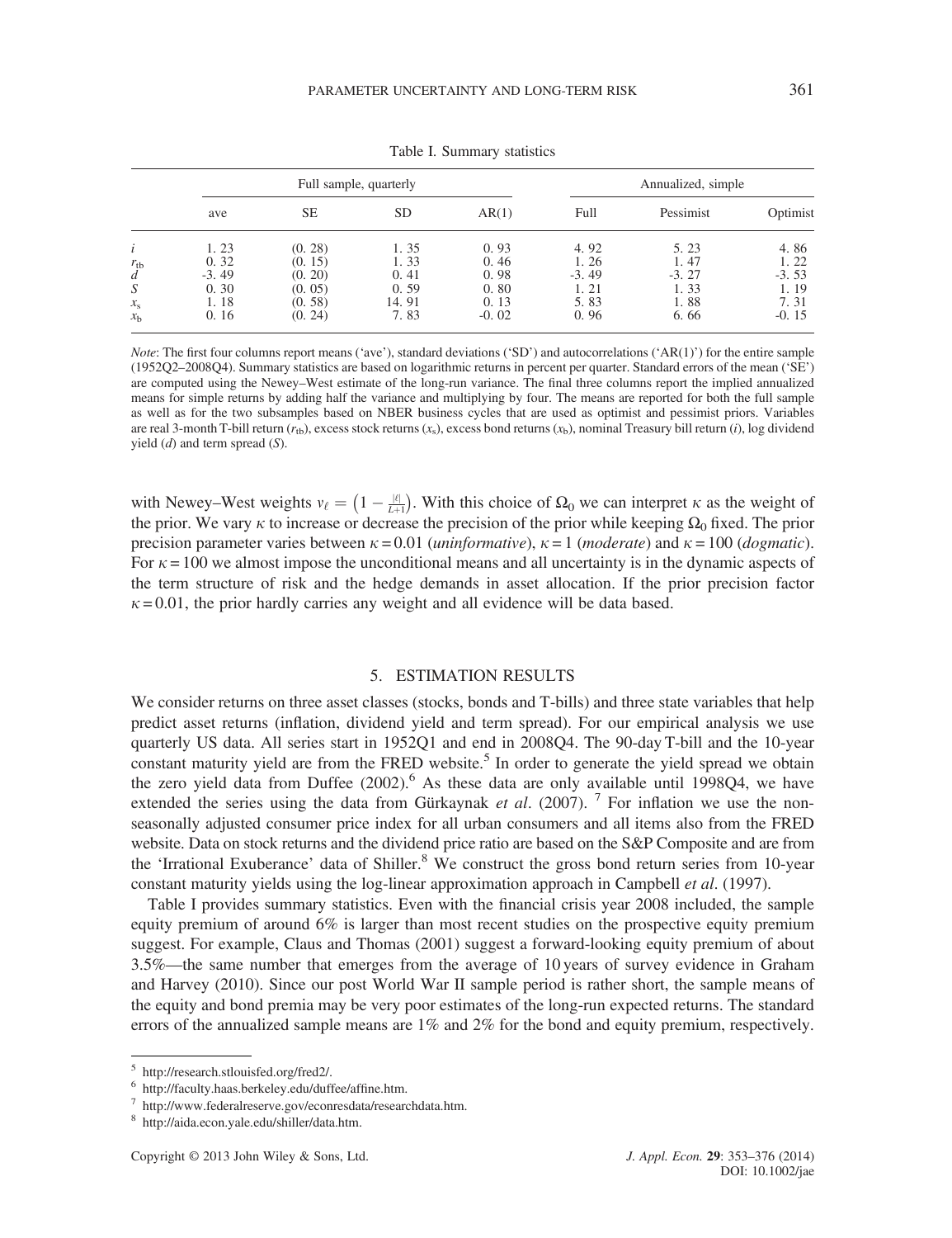Table I. Summary statistics

| | Full sample, quarterly | | | | Annualized, simple | | |
|---|---|---|---|---|---|---|---|
| | ave | SE | SD | AR(1) | Full | Pessimist | Optimist |
| $i$ | 1.23 | (0.28) | 1.35 | 0.93 | 4.92 | 5.23 | 4.86 |
| $r_{\mathrm{tb}}$ | 0.32 | (0.15) | 1.33 | 0.46 | 1.26 | 1.47 | 1.22 |
| $d$ | -3.49 | (0.20) | 0.41 | 0.98 | -3.49 | -3.27 | -3.53 |
| $S$ | 0.30 | (0.05) | 0.59 | 0.80 | 1.21 | 1.33 | 1.19 |
| $x_{\mathrm{s}}$ | 1.18 | (0.58) | 14.91 | 0.13 | 5.83 | 1.88 | 7.31 |
| $x_{\mathrm{b}}$ | 0.16 | (0.24) | 7.83 | -0.02 | 0.96 | 6.66 | -0.15 |

*Note*: The first four columns report means ('ave'), standard deviations ('SD') and autocorrelations ('AR(1)') for the entire sample (1952Q2–2008Q4). Summary statistics are based on logarithmic returns in percent per quarter. Standard errors of the mean ('SE') are computed using the Newey–West estimate of the long-run variance. The final three columns report the implied annualized means for simple returns by adding half the variance and multiplying by four. The means are reported for both the full sample as well as for the two subsamples based on NBER business cycles that are used as optimist and pessimist priors. Variables are real 3-month T-bill return ($r_{\mathrm{tb}}$), excess stock returns ($x_{\mathrm{s}}$), excess bond returns ($x_{\mathrm{b}}$), nominal Treasury bill return ($i$), log dividend yield ($d$) and term spread ($S$).

with Newey–West weights $v_\ell = \left(1 - \frac{|\ell|}{L+1}\right)$. With this choice of $\Omega_0$ we can interpret $\kappa$ as the weight of the prior. We vary $\kappa$ to increase or decrease the precision of the prior while keeping $\Omega_0$ fixed. The prior precision parameter varies between $\kappa = 0.01$ (*uninformative*), $\kappa = 1$ (*moderate*) and $\kappa = 100$ (*dogmatic*). For $\kappa = 100$ we almost impose the unconditional means and all uncertainty is in the dynamic aspects of the term structure of risk and the hedge demands in asset allocation. If the prior precision factor $\kappa = 0.01$, the prior hardly carries any weight and all evidence will be data based.

## 5. ESTIMATION RESULTS

We consider returns on three asset classes (stocks, bonds and T-bills) and three state variables that help predict asset returns (inflation, dividend yield and term spread). For our empirical analysis we use quarterly US data. All series start in 1952Q1 and end in 2008Q4. The 90-day T-bill and the 10-year constant maturity yield are from the FRED website.[5] In order to generate the yield spread we obtain the zero yield data from Duffee (2002).[6] As these data are only available until 1998Q4, we have extended the series using the data from Gürkaynak *et al*. (2007). [7] For inflation we use the non-seasonally adjusted consumer price index for all urban consumers and all items also from the FRED website. Data on stock returns and the dividend price ratio are based on the S&P Composite and are from the 'Irrational Exuberance' data of Shiller.[8] We construct the gross bond return series from 10-year constant maturity yields using the log-linear approximation approach in Campbell *et al*. (1997).

Table I provides summary statistics. Even with the financial crisis year 2008 included, the sample equity premium of around 6% is larger than most recent studies on the prospective equity premium suggest. For example, Claus and Thomas (2001) suggest a forward-looking equity premium of about 3.5%—the same number that emerges from the average of 10 years of survey evidence in Graham and Harvey (2010). Since our post World War II sample period is rather short, the sample means of the equity and bond premia may be very poor estimates of the long-run expected returns. The standard errors of the annualized sample means are 1% and 2% for the bond and equity premium, respectively.

---

[5] http://research.stlouisfed.org/fred2/.

[6] http://faculty.haas.berkeley.edu/duffee/affine.htm.

[7] http://www.federalreserve.gov/econresdata/researchdata.htm.

[8] http://aida.econ.yale.edu/shiller/data.htm.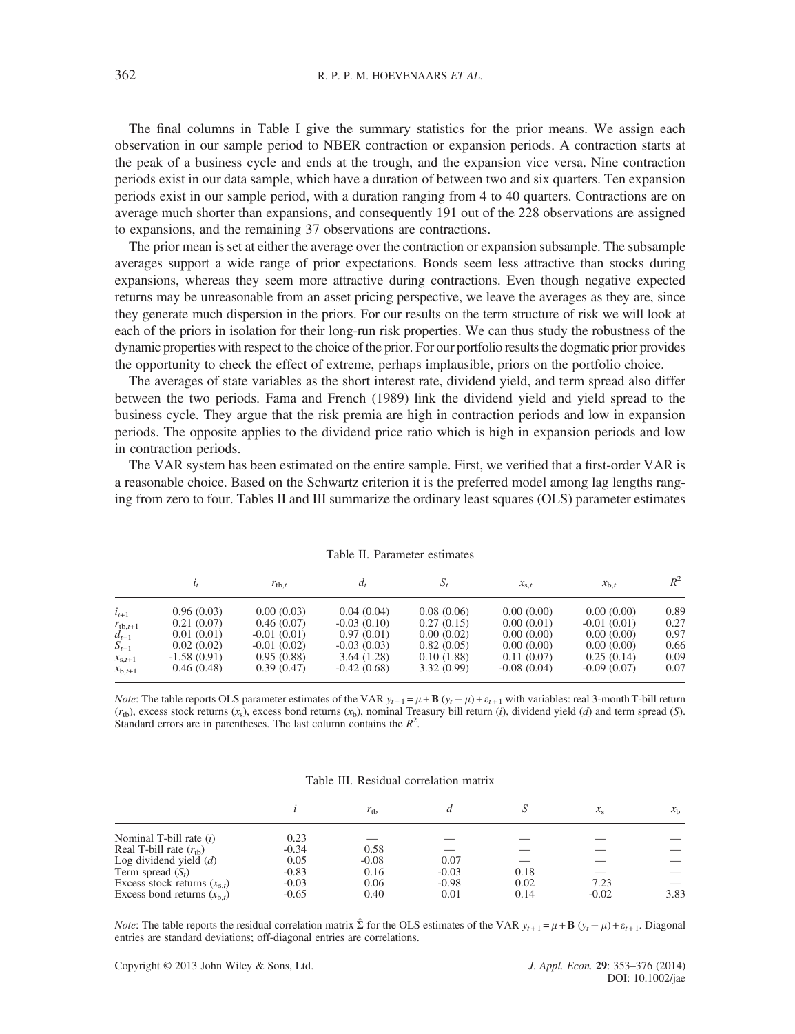The final columns in Table I give the summary statistics for the prior means. We assign each observation in our sample period to NBER contraction or expansion periods. A contraction starts at the peak of a business cycle and ends at the trough, and the expansion vice versa. Nine contraction periods exist in our data sample, which have a duration of between two and six quarters. Ten expansion periods exist in our sample period, with a duration ranging from 4 to 40 quarters. Contractions are on average much shorter than expansions, and consequently 191 out of the 228 observations are assigned to expansions, and the remaining 37 observations are contractions.

The prior mean is set at either the average over the contraction or expansion subsample. The subsample averages support a wide range of prior expectations. Bonds seem less attractive than stocks during expansions, whereas they seem more attractive during contractions. Even though negative expected returns may be unreasonable from an asset pricing perspective, we leave the averages as they are, since they generate much dispersion in the priors. For our results on the term structure of risk we will look at each of the priors in isolation for their long-run risk properties. We can thus study the robustness of the dynamic properties with respect to the choice of the prior. For our portfolio results the dogmatic prior provides the opportunity to check the effect of extreme, perhaps implausible, priors on the portfolio choice.

The averages of state variables as the short interest rate, dividend yield, and term spread also differ between the two periods. Fama and French (1989) link the dividend yield and yield spread to the business cycle. They argue that the risk premia are high in contraction periods and low in expansion periods. The opposite applies to the dividend price ratio which is high in expansion periods and low in contraction periods.

The VAR system has been estimated on the entire sample. First, we verified that a first-order VAR is a reasonable choice. Based on the Schwartz criterion it is the preferred model among lag lengths ranging from zero to four. Tables II and III summarize the ordinary least squares (OLS) parameter estimates

Table II. Parameter estimates

| | $i_t$ | $r_{\mathrm{tb},t}$ | $d_t$ | $S_t$ | $x_{\mathrm{s},t}$ | $x_{\mathrm{b},t}$ | $R^2$ |
|---|---|---|---|---|---|---|---|
| $i_{t+1}$ | 0.96 (0.03) | 0.00 (0.03) | 0.04 (0.04) | 0.08 (0.06) | 0.00 (0.00) | 0.00 (0.00) | 0.89 |
| $r_{\mathrm{tb},t+1}$ | 0.21 (0.07) | 0.46 (0.07) | -0.03 (0.10) | 0.27 (0.15) | 0.00 (0.01) | -0.01 (0.01) | 0.27 |
| $d_{t+1}$ | 0.01 (0.01) | -0.01 (0.01) | 0.97 (0.01) | 0.00 (0.02) | 0.00 (0.00) | 0.00 (0.00) | 0.97 |
| $S_{t+1}$ | 0.02 (0.02) | -0.01 (0.02) | -0.03 (0.03) | 0.82 (0.05) | 0.00 (0.00) | 0.00 (0.00) | 0.66 |
| $x_{\mathrm{s},t+1}$ | -1.58 (0.91) | 0.95 (0.88) | 3.64 (1.28) | 0.10 (1.88) | 0.11 (0.07) | 0.25 (0.14) | 0.09 |
| $x_{\mathrm{b},t+1}$ | 0.46 (0.48) | 0.39 (0.47) | -0.42 (0.68) | 3.32 (0.99) | -0.08 (0.04) | -0.09 (0.07) | 0.07 |

*Note*: The table reports OLS parameter estimates of the VAR $y_{t+1} = \mu + \mathbf{B}(y_t - \mu) + \varepsilon_{t+1}$ with variables: real 3-month T-bill return ($r_{\mathrm{tb}}$), excess stock returns ($x_{\mathrm{s}}$), excess bond returns ($x_{\mathrm{b}}$), nominal Treasury bill return ($i$), dividend yield ($d$) and term spread ($S$). Standard errors are in parentheses. The last column contains the $R^2$.

Table III. Residual correlation matrix

| | $i$ | $r_{\mathrm{tb}}$ | $d$ | $S$ | $x_{\mathrm{s}}$ | $x_{\mathrm{b}}$ |
|---|---|---|---|---|---|---|
| Nominal T-bill rate ($i$) | 0.23 | — | — | — | — | — |
| Real T-bill rate ($r_{\mathrm{tb}}$) | -0.34 | 0.58 | — | — | — | — |
| Log dividend yield ($d$) | 0.05 | -0.08 | 0.07 | — | — | — |
| Term spread ($S_t$) | -0.83 | 0.16 | -0.03 | 0.18 | — | — |
| Excess stock returns ($x_{\mathrm{s},t}$) | -0.03 | 0.06 | -0.98 | 0.02 | 7.23 | — |
| Excess bond returns ($x_{\mathrm{b},t}$) | -0.65 | 0.40 | 0.01 | 0.14 | -0.02 | 3.83 |

*Note*: The table reports the residual correlation matrix $\hat{\Sigma}$ for the OLS estimates of the VAR $y_{t+1} = \mu + \mathbf{B}(y_t - \mu) + \varepsilon_{t+1}$. Diagonal entries are standard deviations; off-diagonal entries are correlations.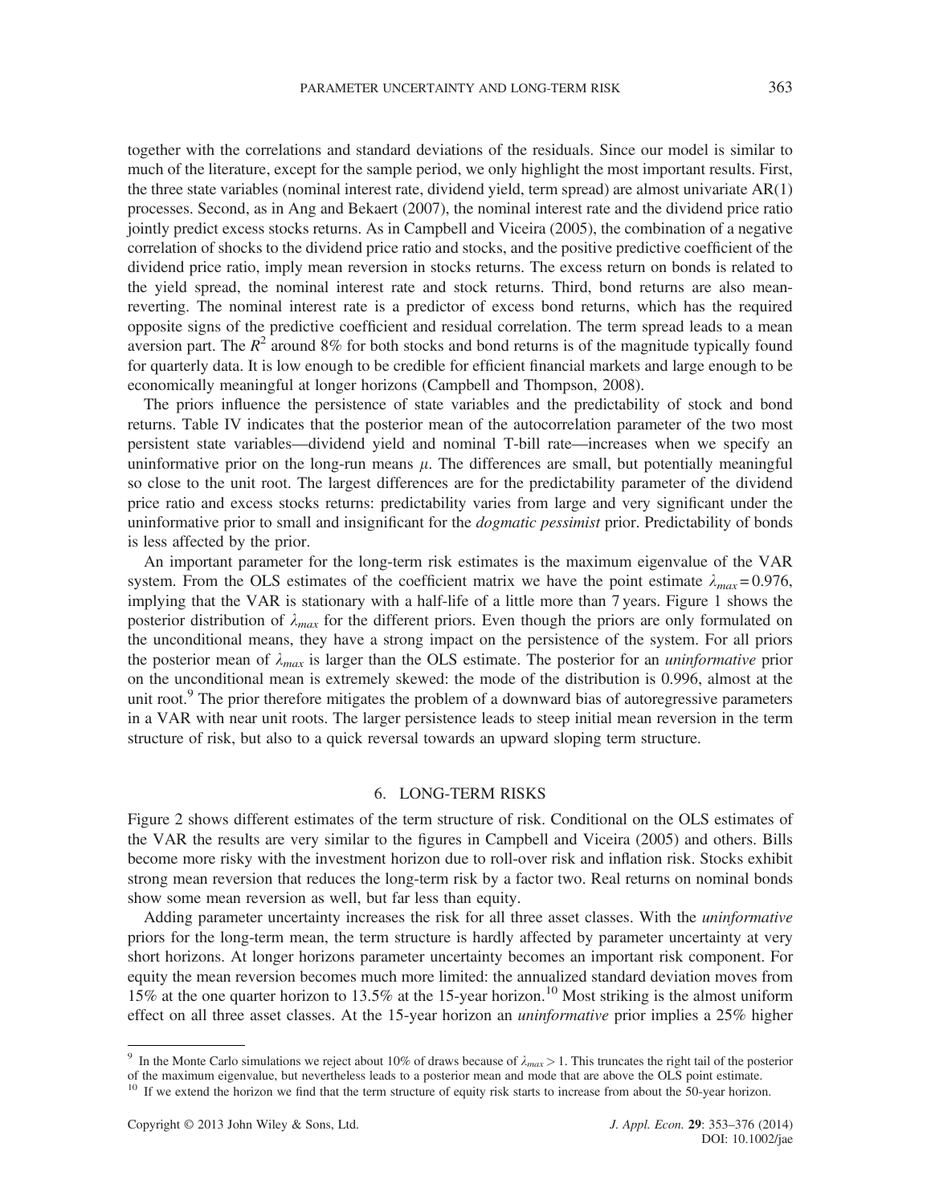together with the correlations and standard deviations of the residuals. Since our model is similar to much of the literature, except for the sample period, we only highlight the most important results. First, the three state variables (nominal interest rate, dividend yield, term spread) are almost univariate AR(1) processes. Second, as in Ang and Bekaert (2007), the nominal interest rate and the dividend price ratio jointly predict excess stocks returns. As in Campbell and Viceira (2005), the combination of a negative correlation of shocks to the dividend price ratio and stocks, and the positive predictive coefficient of the dividend price ratio, imply mean reversion in stocks returns. The excess return on bonds is related to the yield spread, the nominal interest rate and stock returns. Third, bond returns are also mean-reverting. The nominal interest rate is a predictor of excess bond returns, which has the required opposite signs of the predictive coefficient and residual correlation. The term spread leads to a mean aversion part. The $R^2$ around 8% for both stocks and bond returns is of the magnitude typically found for quarterly data. It is low enough to be credible for efficient financial markets and large enough to be economically meaningful at longer horizons (Campbell and Thompson, 2008).

The priors influence the persistence of state variables and the predictability of stock and bond returns. Table IV indicates that the posterior mean of the autocorrelation parameter of the two most persistent state variables—dividend yield and nominal T-bill rate—increases when we specify an uninformative prior on the long-run means $\mu$. The differences are small, but potentially meaningful so close to the unit root. The largest differences are for the predictability parameter of the dividend price ratio and excess stocks returns: predictability varies from large and very significant under the uninformative prior to small and insignificant for the *dogmatic pessimist* prior. Predictability of bonds is less affected by the prior.

An important parameter for the long-term risk estimates is the maximum eigenvalue of the VAR system. From the OLS estimates of the coefficient matrix we have the point estimate $\lambda_{max} = 0.976$, implying that the VAR is stationary with a half-life of a little more than 7 years. Figure 1 shows the posterior distribution of $\lambda_{max}$ for the different priors. Even though the priors are only formulated on the unconditional means, they have a strong impact on the persistence of the system. For all priors the posterior mean of $\lambda_{max}$ is larger than the OLS estimate. The posterior for an *uninformative* prior on the unconditional mean is extremely skewed: the mode of the distribution is 0.996, almost at the unit root.[9] The prior therefore mitigates the problem of a downward bias of autoregressive parameters in a VAR with near unit roots. The larger persistence leads to steep initial mean reversion in the term structure of risk, but also to a quick reversal towards an upward sloping term structure.

## 6. LONG-TERM RISKS

Figure 2 shows different estimates of the term structure of risk. Conditional on the OLS estimates of the VAR the results are very similar to the figures in Campbell and Viceira (2005) and others. Bills become more risky with the investment horizon due to roll-over risk and inflation risk. Stocks exhibit strong mean reversion that reduces the long-term risk by a factor two. Real returns on nominal bonds show some mean reversion as well, but far less than equity.

Adding parameter uncertainty increases the risk for all three asset classes. With the *uninformative* priors for the long-term mean, the term structure is hardly affected by parameter uncertainty at very short horizons. At longer horizons parameter uncertainty becomes an important risk component. For equity the mean reversion becomes much more limited: the annualized standard deviation moves from 15% at the one quarter horizon to 13.5% at the 15-year horizon.[10] Most striking is the almost uniform effect on all three asset classes. At the 15-year horizon an *uninformative* prior implies a 25% higher

[9] In the Monte Carlo simulations we reject about 10% of draws because of $\lambda_{max} > 1$. This truncates the right tail of the posterior of the maximum eigenvalue, but nevertheless leads to a posterior mean and mode that are above the OLS point estimate.

[10] If we extend the horizon we find that the term structure of equity risk starts to increase from about the 50-year horizon.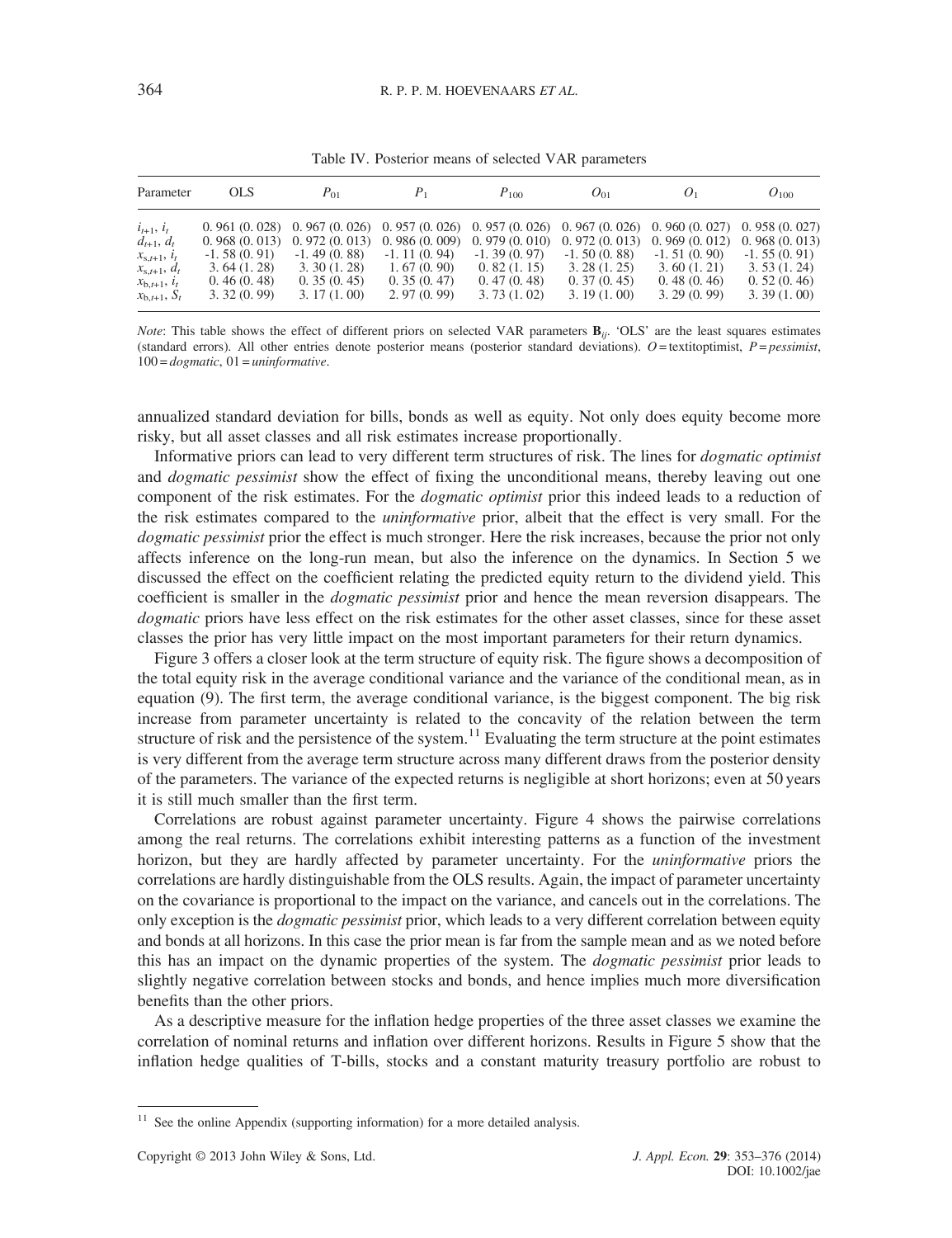Table IV. Posterior means of selected VAR parameters

| Parameter | OLS | $P_{01}$ | $P_1$ | $P_{100}$ | $O_{01}$ | $O_1$ | $O_{100}$ |
|---|---|---|---|---|---|---|---|
| $i_{t+1}$, $i_t$ | 0. 961 (0. 028) | 0. 967 (0. 026) | 0. 957 (0. 026) | 0. 957 (0. 026) | 0. 967 (0. 026) | 0. 960 (0. 027) | 0. 958 (0. 027) |
| $d_{t+1}$, $d_t$ | 0. 968 (0. 013) | 0. 972 (0. 013) | 0. 986 (0. 009) | 0. 979 (0. 010) | 0. 972 (0. 013) | 0. 969 (0. 012) | 0. 968 (0. 013) |
| $x_{s,t+1}$, $i_t$ | -1. 58 (0. 91) | -1. 49 (0. 88) | -1. 11 (0. 94) | -1. 39 (0. 97) | -1. 50 (0. 88) | -1. 51 (0. 90) | -1. 55 (0. 91) |
| $x_{s,t+1}$, $d_t$ | 3. 64 (1. 28) | 3. 30 (1. 28) | 1. 67 (0. 90) | 0. 82 (1. 15) | 3. 28 (1. 25) | 3. 60 (1. 21) | 3. 53 (1. 24) |
| $x_{b,t+1}$, $i_t$ | 0. 46 (0. 48) | 0. 35 (0. 45) | 0. 35 (0. 47) | 0. 47 (0. 48) | 0. 37 (0. 45) | 0. 48 (0. 46) | 0. 52 (0. 46) |
| $x_{b,t+1}$, $S_t$ | 3. 32 (0. 99) | 3. 17 (1. 00) | 2. 97 (0. 99) | 3. 73 (1. 02) | 3. 19 (1. 00) | 3. 29 (0. 99) | 3. 39 (1. 00) |

*Note*: This table shows the effect of different priors on selected VAR parameters $\mathbf{B}_{ij}$. 'OLS' are the least squares estimates (standard errors). All other entries denote posterior means (posterior standard deviations). $O$ = textitoptimist, $P$ = *pessimist*, 100 = *dogmatic*, 01 = *uninformative*.

annualized standard deviation for bills, bonds as well as equity. Not only does equity become more risky, but all asset classes and all risk estimates increase proportionally.

Informative priors can lead to very different term structures of risk. The lines for *dogmatic optimist* and *dogmatic pessimist* show the effect of fixing the unconditional means, thereby leaving out one component of the risk estimates. For the *dogmatic optimist* prior this indeed leads to a reduction of the risk estimates compared to the *uninformative* prior, albeit that the effect is very small. For the *dogmatic pessimist* prior the effect is much stronger. Here the risk increases, because the prior not only affects inference on the long-run mean, but also the inference on the dynamics. In Section 5 we discussed the effect on the coefficient relating the predicted equity return to the dividend yield. This coefficient is smaller in the *dogmatic pessimist* prior and hence the mean reversion disappears. The *dogmatic* priors have less effect on the risk estimates for the other asset classes, since for these asset classes the prior has very little impact on the most important parameters for their return dynamics.

Figure 3 offers a closer look at the term structure of equity risk. The figure shows a decomposition of the total equity risk in the average conditional variance and the variance of the conditional mean, as in equation (9). The first term, the average conditional variance, is the biggest component. The big risk increase from parameter uncertainty is related to the concavity of the relation between the term structure of risk and the persistence of the system.[11] Evaluating the term structure at the point estimates is very different from the average term structure across many different draws from the posterior density of the parameters. The variance of the expected returns is negligible at short horizons; even at 50 years it is still much smaller than the first term.

Correlations are robust against parameter uncertainty. Figure 4 shows the pairwise correlations among the real returns. The correlations exhibit interesting patterns as a function of the investment horizon, but they are hardly affected by parameter uncertainty. For the *uninformative* priors the correlations are hardly distinguishable from the OLS results. Again, the impact of parameter uncertainty on the covariance is proportional to the impact on the variance, and cancels out in the correlations. The only exception is the *dogmatic pessimist* prior, which leads to a very different correlation between equity and bonds at all horizons. In this case the prior mean is far from the sample mean and as we noted before this has an impact on the dynamic properties of the system. The *dogmatic pessimist* prior leads to slightly negative correlation between stocks and bonds, and hence implies much more diversification benefits than the other priors.

As a descriptive measure for the inflation hedge properties of the three asset classes we examine the correlation of nominal returns and inflation over different horizons. Results in Figure 5 show that the inflation hedge qualities of T-bills, stocks and a constant maturity treasury portfolio are robust to

[11] See the online Appendix (supporting information) for a more detailed analysis.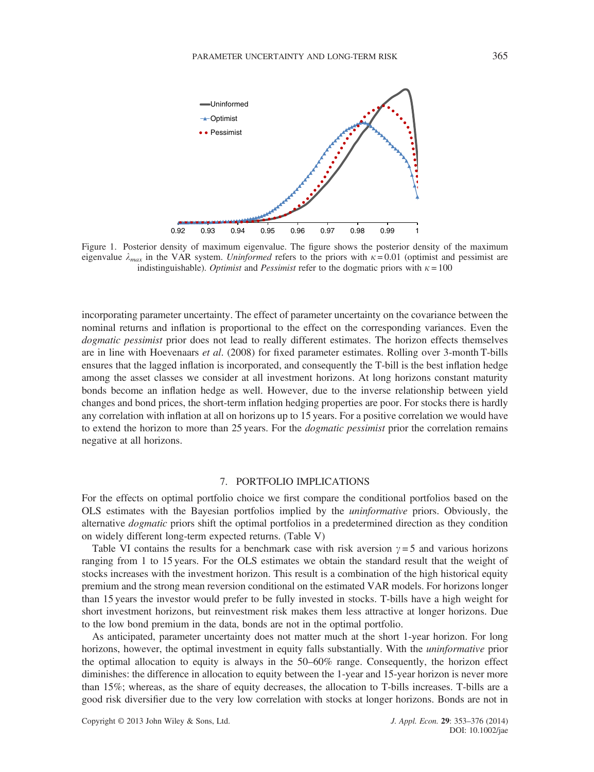Figure 1. Posterior density of maximum eigenvalue. The figure shows the posterior density of the maximum eigenvalue $\lambda_{max}$ in the VAR system. *Uninformed* refers to the priors with $\kappa = 0.01$ (optimist and pessimist are indistinguishable). *Optimist* and *Pessimist* refer to the dogmatic priors with $\kappa = 100$

incorporating parameter uncertainty. The effect of parameter uncertainty on the covariance between the nominal returns and inflation is proportional to the effect on the corresponding variances. Even the *dogmatic pessimist* prior does not lead to really different estimates. The horizon effects themselves are in line with Hoevenaars *et al*. (2008) for fixed parameter estimates. Rolling over 3-month T-bills ensures that the lagged inflation is incorporated, and consequently the T-bill is the best inflation hedge among the asset classes we consider at all investment horizons. At long horizons constant maturity bonds become an inflation hedge as well. However, due to the inverse relationship between yield changes and bond prices, the short-term inflation hedging properties are poor. For stocks there is hardly any correlation with inflation at all on horizons up to 15 years. For a positive correlation we would have to extend the horizon to more than 25 years. For the *dogmatic pessimist* prior the correlation remains negative at all horizons.

## 7. PORTFOLIO IMPLICATIONS

For the effects on optimal portfolio choice we first compare the conditional portfolios based on the OLS estimates with the Bayesian portfolios implied by the *uninformative* priors. Obviously, the alternative *dogmatic* priors shift the optimal portfolios in a predetermined direction as they condition on widely different long-term expected returns. (Table V)

Table VI contains the results for a benchmark case with risk aversion $\gamma = 5$ and various horizons ranging from 1 to 15 years. For the OLS estimates we obtain the standard result that the weight of stocks increases with the investment horizon. This result is a combination of the high historical equity premium and the strong mean reversion conditional on the estimated VAR models. For horizons longer than 15 years the investor would prefer to be fully invested in stocks. T-bills have a high weight for short investment horizons, but reinvestment risk makes them less attractive at longer horizons. Due to the low bond premium in the data, bonds are not in the optimal portfolio.

As anticipated, parameter uncertainty does not matter much at the short 1-year horizon. For long horizons, however, the optimal investment in equity falls substantially. With the *uninformative* prior the optimal allocation to equity is always in the 50–60% range. Consequently, the horizon effect diminishes: the difference in allocation to equity between the 1-year and 15-year horizon is never more than 15%; whereas, as the share of equity decreases, the allocation to T-bills increases. T-bills are a good risk diversifier due to the very low correlation with stocks at longer horizons. Bonds are not in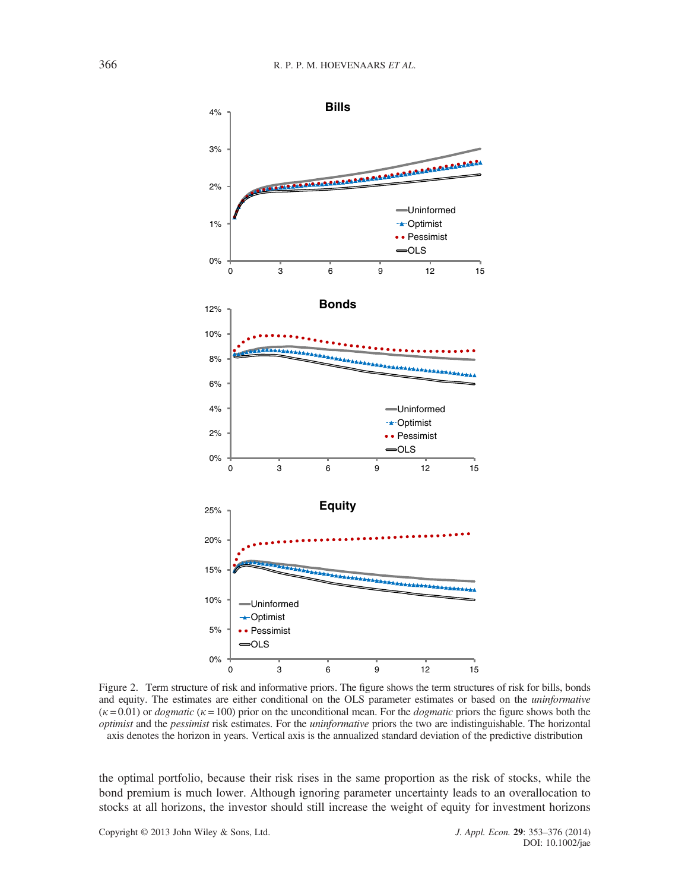Figure 2. Term structure of risk and informative priors. The figure shows the term structures of risk for bills, bonds and equity. The estimates are either conditional on the OLS parameter estimates or based on the *uninformative* ($\kappa = 0.01$) or *dogmatic* ($\kappa = 100$) prior on the unconditional mean. For the *dogmatic* priors the figure shows both the *optimist* and the *pessimist* risk estimates. For the *uninformative* priors the two are indistinguishable. The horizontal axis denotes the horizon in years. Vertical axis is the annualized standard deviation of the predictive distribution

the optimal portfolio, because their risk rises in the same proportion as the risk of stocks, while the bond premium is much lower. Although ignoring parameter uncertainty leads to an overallocation to stocks at all horizons, the investor should still increase the weight of equity for investment horizons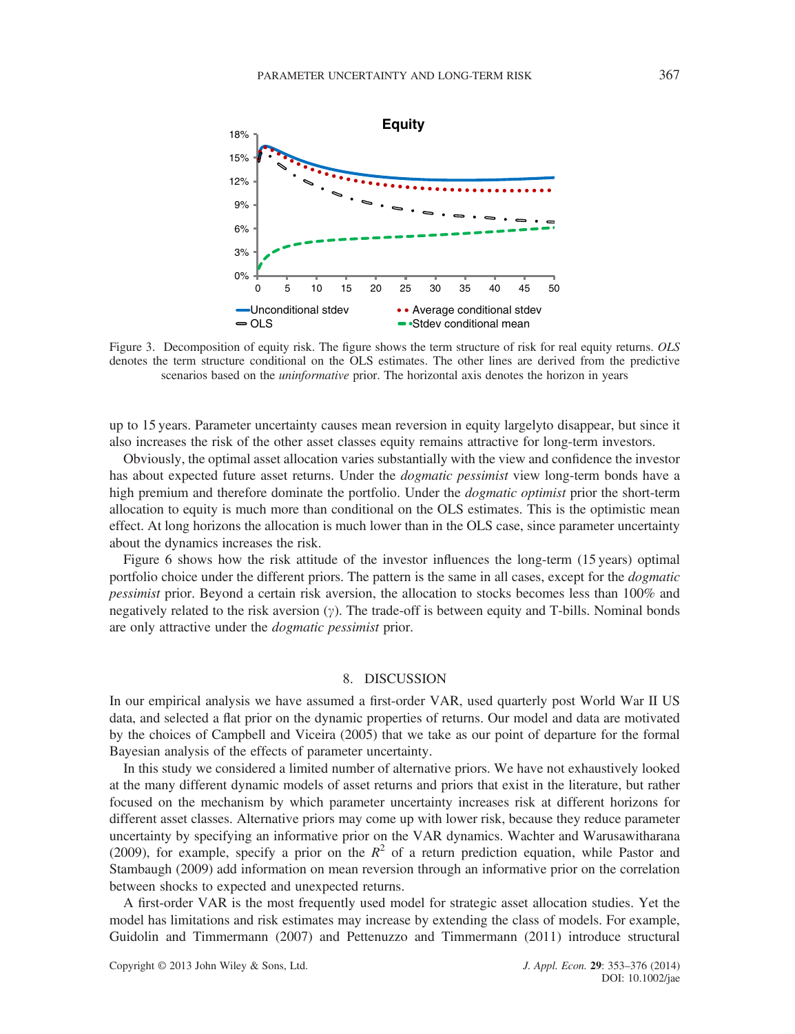Figure 3. Decomposition of equity risk. The figure shows the term structure of risk for real equity returns. *OLS* denotes the term structure conditional on the OLS estimates. The other lines are derived from the predictive scenarios based on the *uninformative* prior. The horizontal axis denotes the horizon in years

up to 15 years. Parameter uncertainty causes mean reversion in equity largelyto disappear, but since it also increases the risk of the other asset classes equity remains attractive for long-term investors.

Obviously, the optimal asset allocation varies substantially with the view and confidence the investor has about expected future asset returns. Under the *dogmatic pessimist* view long-term bonds have a high premium and therefore dominate the portfolio. Under the *dogmatic optimist* prior the short-term allocation to equity is much more than conditional on the OLS estimates. This is the optimistic mean effect. At long horizons the allocation is much lower than in the OLS case, since parameter uncertainty about the dynamics increases the risk.

Figure 6 shows how the risk attitude of the investor influences the long-term (15 years) optimal portfolio choice under the different priors. The pattern is the same in all cases, except for the *dogmatic pessimist* prior. Beyond a certain risk aversion, the allocation to stocks becomes less than 100% and negatively related to the risk aversion ($\gamma$). The trade-off is between equity and T-bills. Nominal bonds are only attractive under the *dogmatic pessimist* prior.

## 8. DISCUSSION

In our empirical analysis we have assumed a first-order VAR, used quarterly post World War II US data, and selected a flat prior on the dynamic properties of returns. Our model and data are motivated by the choices of Campbell and Viceira (2005) that we take as our point of departure for the formal Bayesian analysis of the effects of parameter uncertainty.

In this study we considered a limited number of alternative priors. We have not exhaustively looked at the many different dynamic models of asset returns and priors that exist in the literature, but rather focused on the mechanism by which parameter uncertainty increases risk at different horizons for different asset classes. Alternative priors may come up with lower risk, because they reduce parameter uncertainty by specifying an informative prior on the VAR dynamics. Wachter and Warusawitharana (2009), for example, specify a prior on the $R^2$ of a return prediction equation, while Pastor and Stambaugh (2009) add information on mean reversion through an informative prior on the correlation between shocks to expected and unexpected returns.

A first-order VAR is the most frequently used model for strategic asset allocation studies. Yet the model has limitations and risk estimates may increase by extending the class of models. For example, Guidolin and Timmermann (2007) and Pettenuzzo and Timmermann (2011) introduce structural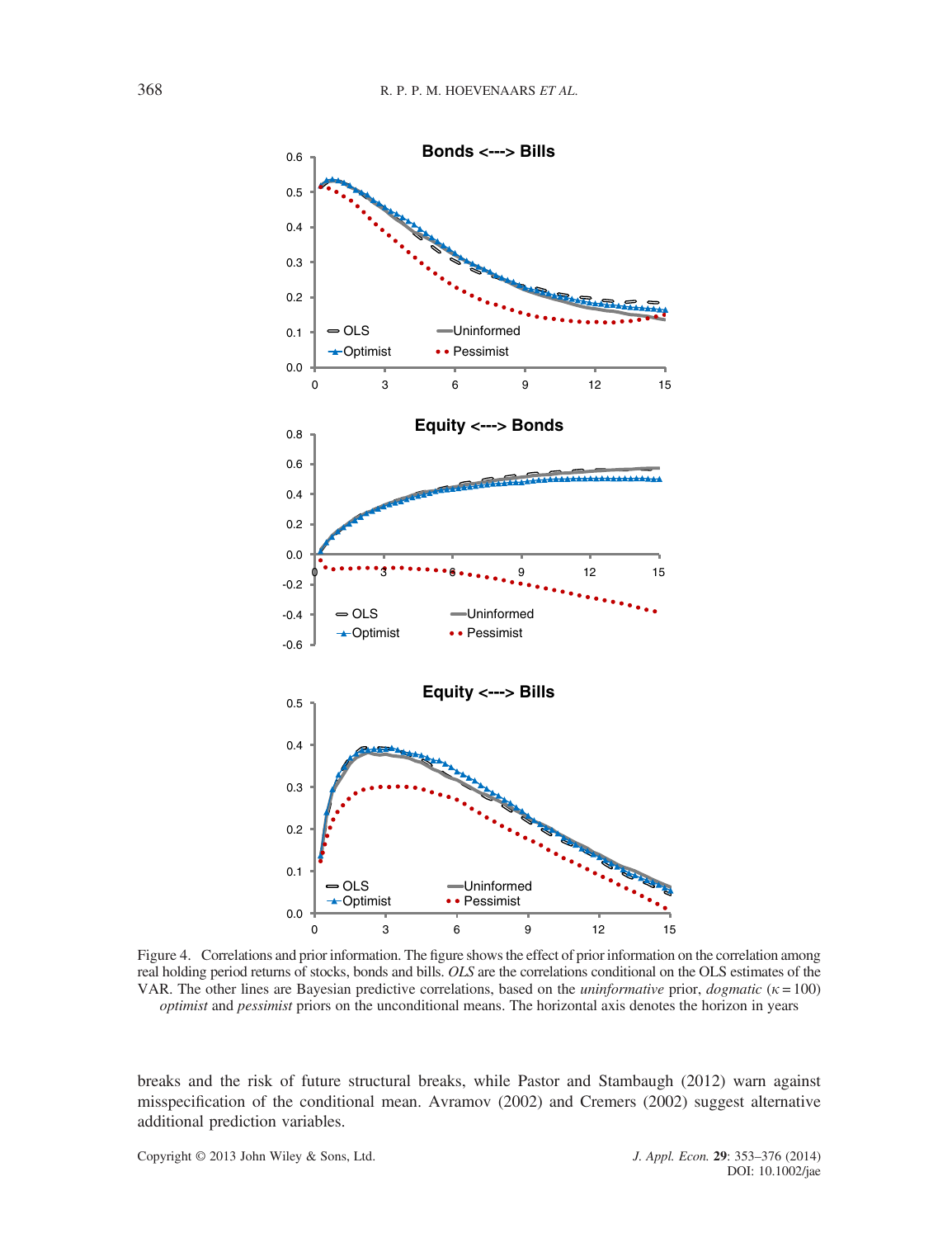Figure 4. Correlations and prior information. The figure shows the effect of prior information on the correlation among real holding period returns of stocks, bonds and bills. *OLS* are the correlations conditional on the OLS estimates of the VAR. The other lines are Bayesian predictive correlations, based on the *uninformative* prior, *dogmatic* ($\kappa = 100$) *optimist* and *pessimist* priors on the unconditional means. The horizontal axis denotes the horizon in years

breaks and the risk of future structural breaks, while Pastor and Stambaugh (2012) warn against misspecification of the conditional mean. Avramov (2002) and Cremers (2002) suggest alternative additional prediction variables.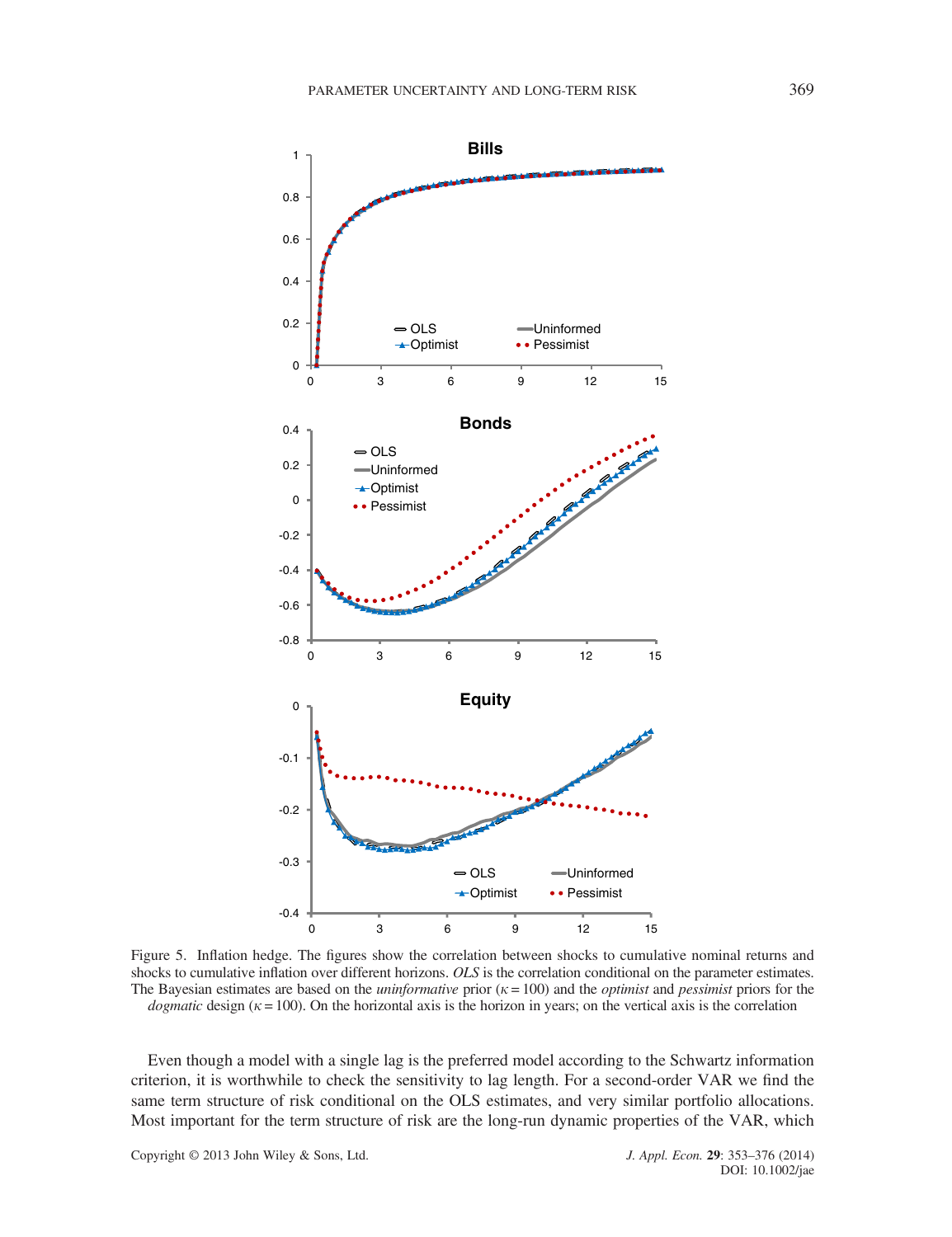Figure 5. Inflation hedge. The figures show the correlation between shocks to cumulative nominal returns and shocks to cumulative inflation over different horizons. *OLS* is the correlation conditional on the parameter estimates. The Bayesian estimates are based on the *uninformative* prior ($\kappa = 100$) and the *optimist* and *pessimist* priors for the *dogmatic* design ($\kappa = 100$). On the horizontal axis is the horizon in years; on the vertical axis is the correlation

Even though a model with a single lag is the preferred model according to the Schwartz information criterion, it is worthwhile to check the sensitivity to lag length. For a second-order VAR we find the same term structure of risk conditional on the OLS estimates, and very similar portfolio allocations. Most important for the term structure of risk are the long-run dynamic properties of the VAR, which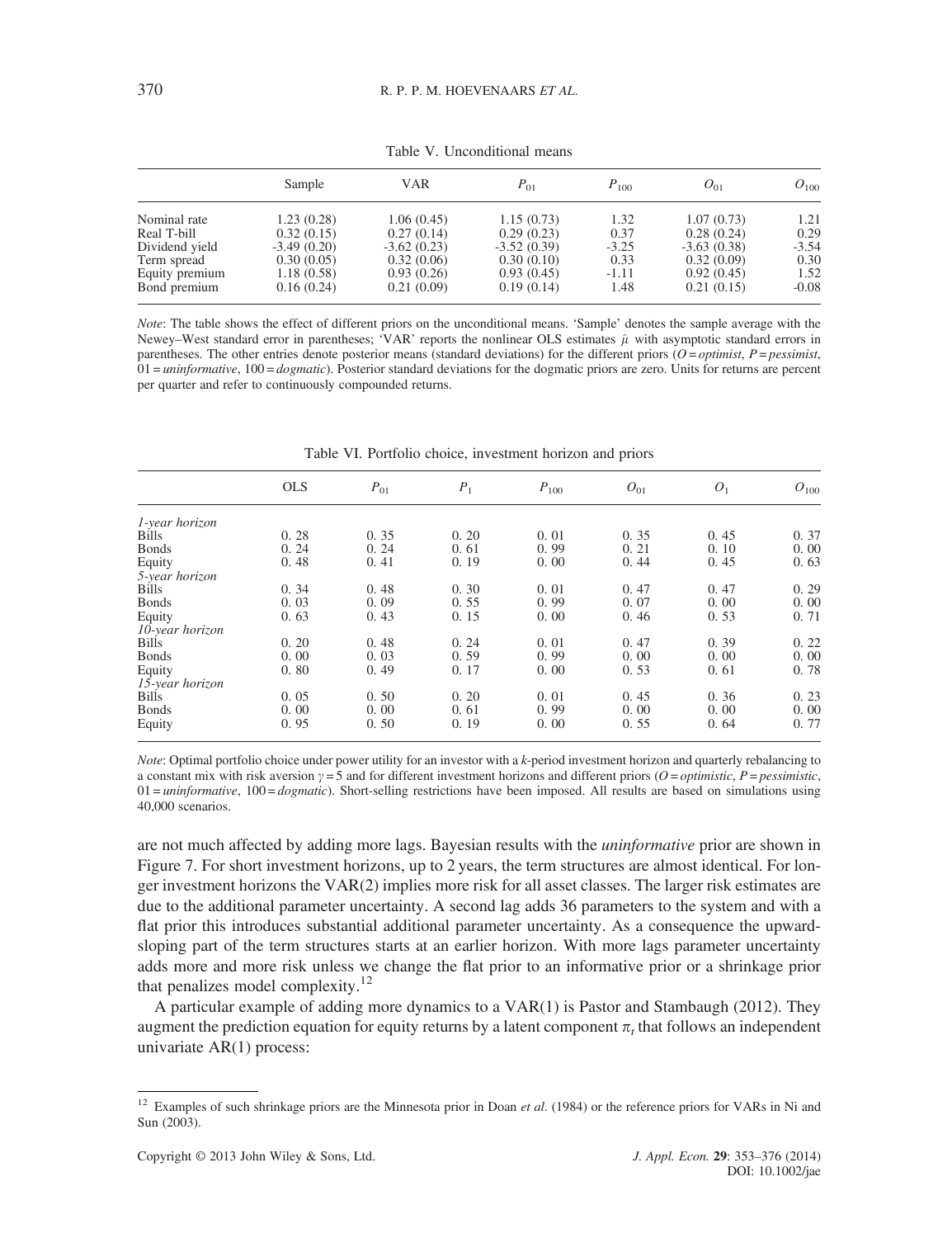Table V. Unconditional means

| | Sample | VAR | $P_{01}$ | $P_{100}$ | $O_{01}$ | $O_{100}$ |
|---|---|---|---|---|---|---|
| Nominal rate | 1.23 (0.28) | 1.06 (0.45) | 1.15 (0.73) | 1.32 | 1.07 (0.73) | 1.21 |
| Real T-bill | 0.32 (0.15) | 0.27 (0.14) | 0.29 (0.23) | 0.37 | 0.28 (0.24) | 0.29 |
| Dividend yield | -3.49 (0.20) | -3.62 (0.23) | -3.52 (0.39) | -3.25 | -3.63 (0.38) | -3.54 |
| Term spread | 0.30 (0.05) | 0.32 (0.06) | 0.30 (0.10) | 0.33 | 0.32 (0.09) | 0.30 |
| Equity premium | 1.18 (0.58) | 0.93 (0.26) | 0.93 (0.45) | -1.11 | 0.92 (0.45) | 1.52 |
| Bond premium | 0.16 (0.24) | 0.21 (0.09) | 0.19 (0.14) | 1.48 | 0.21 (0.15) | -0.08 |

*Note*: The table shows the effect of different priors on the unconditional means. 'Sample' denotes the sample average with the Newey–West standard error in parentheses; 'VAR' reports the nonlinear OLS estimates $\hat{\mu}$ with asymptotic standard errors in parentheses. The other entries denote posterior means (standard deviations) for the different priors ($O = optimist$, $P = pessimist$, $01 = uninformative$, $100 = dogmatic$). Posterior standard deviations for the dogmatic priors are zero. Units for returns are percent per quarter and refer to continuously compounded returns.

Table VI. Portfolio choice, investment horizon and priors

| | OLS | $P_{01}$ | $P_1$ | $P_{100}$ | $O_{01}$ | $O_1$ | $O_{100}$ |
|---|---|---|---|---|---|---|---|
| *1-year horizon* | | | | | | | |
| Bills | 0. 28 | 0. 35 | 0. 20 | 0. 01 | 0. 35 | 0. 45 | 0. 37 |
| Bonds | 0. 24 | 0. 24 | 0. 61 | 0. 99 | 0. 21 | 0. 10 | 0. 00 |
| Equity | 0. 48 | 0. 41 | 0. 19 | 0. 00 | 0. 44 | 0. 45 | 0. 63 |
| *5-year horizon* | | | | | | | |
| Bills | 0. 34 | 0. 48 | 0. 30 | 0. 01 | 0. 47 | 0. 47 | 0. 29 |
| Bonds | 0. 03 | 0. 09 | 0. 55 | 0. 99 | 0. 07 | 0. 00 | 0. 00 |
| Equity | 0. 63 | 0. 43 | 0. 15 | 0. 00 | 0. 46 | 0. 53 | 0. 71 |
| *10-year horizon* | | | | | | | |
| Bills | 0. 20 | 0. 48 | 0. 24 | 0. 01 | 0. 47 | 0. 39 | 0. 22 |
| Bonds | 0. 00 | 0. 03 | 0. 59 | 0. 99 | 0. 00 | 0. 00 | 0. 00 |
| Equity | 0. 80 | 0. 49 | 0. 17 | 0. 00 | 0. 53 | 0. 61 | 0. 78 |
| *15-year horizon* | | | | | | | |
| Bills | 0. 05 | 0. 50 | 0. 20 | 0. 01 | 0. 45 | 0. 36 | 0. 23 |
| Bonds | 0. 00 | 0. 00 | 0. 61 | 0. 99 | 0. 00 | 0. 00 | 0. 00 |
| Equity | 0. 95 | 0. 50 | 0. 19 | 0. 00 | 0. 55 | 0. 64 | 0. 77 |

*Note*: Optimal portfolio choice under power utility for an investor with a $k$-period investment horizon and quarterly rebalancing to a constant mix with risk aversion $\gamma = 5$ and for different investment horizons and different priors ($O = optimistic$, $P = pessimistic$, $01 = uninformative$, $100 = dogmatic$). Short-selling restrictions have been imposed. All results are based on simulations using 40,000 scenarios.

are not much affected by adding more lags. Bayesian results with the *uninformative* prior are shown in Figure 7. For short investment horizons, up to 2 years, the term structures are almost identical. For longer investment horizons the VAR(2) implies more risk for all asset classes. The larger risk estimates are due to the additional parameter uncertainty. A second lag adds 36 parameters to the system and with a flat prior this introduces substantial additional parameter uncertainty. As a consequence the upward-sloping part of the term structures starts at an earlier horizon. With more lags parameter uncertainty adds more and more risk unless we change the flat prior to an informative prior or a shrinkage prior that penalizes model complexity.[12]

A particular example of adding more dynamics to a VAR(1) is Pastor and Stambaugh (2012). They augment the prediction equation for equity returns by a latent component $\pi_t$ that follows an independent univariate AR(1) process:

[12] Examples of such shrinkage priors are the Minnesota prior in Doan *et al.* (1984) or the reference priors for VARs in Ni and Sun (2003).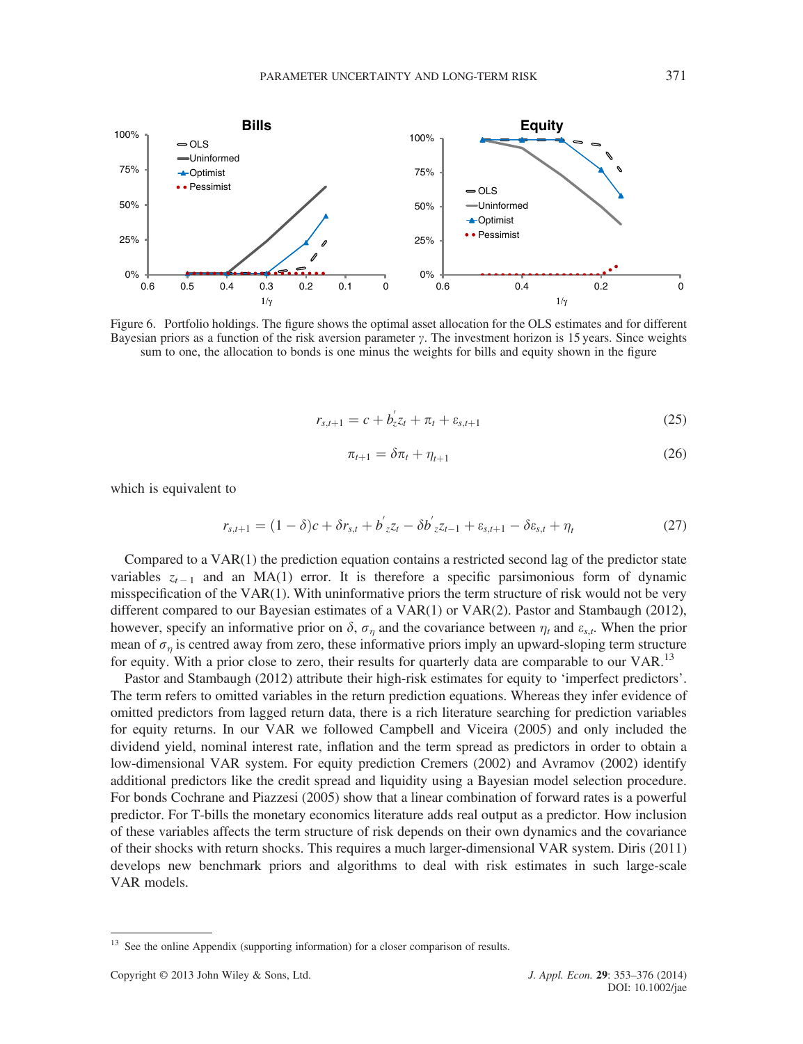Figure 6. Portfolio holdings. The figure shows the optimal asset allocation for the OLS estimates and for different Bayesian priors as a function of the risk aversion parameter $\gamma$. The investment horizon is 15 years. Since weights sum to one, the allocation to bonds is one minus the weights for bills and equity shown in the figure

$$r_{s,t+1} = c + b_z' z_t + \pi_t + \varepsilon_{s,t+1} \tag{25}$$

$$\pi_{t+1} = \delta \pi_t + \eta_{t+1} \tag{26}$$

which is equivalent to

$$r_{s,t+1} = (1-\delta)c + \delta r_{s,t} + b'_z z_t - \delta b'_z z_{t-1} + \varepsilon_{s,t+1} - \delta \varepsilon_{s,t} + \eta_t \tag{27}$$

Compared to a VAR(1) the prediction equation contains a restricted second lag of the predictor state variables $z_{t-1}$ and an MA(1) error. It is therefore a specific parsimonious form of dynamic misspecification of the VAR(1). With uninformative priors the term structure of risk would not be very different compared to our Bayesian estimates of a VAR(1) or VAR(2). Pastor and Stambaugh (2012), however, specify an informative prior on $\delta$, $\sigma_\eta$ and the covariance between $\eta_t$ and $\varepsilon_{s,t}$. When the prior mean of $\sigma_\eta$ is centred away from zero, these informative priors imply an upward-sloping term structure for equity. With a prior close to zero, their results for quarterly data are comparable to our VAR.[13]

Pastor and Stambaugh (2012) attribute their high-risk estimates for equity to 'imperfect predictors'. The term refers to omitted variables in the return prediction equations. Whereas they infer evidence of omitted predictors from lagged return data, there is a rich literature searching for prediction variables for equity returns. In our VAR we followed Campbell and Viceira (2005) and only included the dividend yield, nominal interest rate, inflation and the term spread as predictors in order to obtain a low-dimensional VAR system. For equity prediction Cremers (2002) and Avramov (2002) identify additional predictors like the credit spread and liquidity using a Bayesian model selection procedure. For bonds Cochrane and Piazzesi (2005) show that a linear combination of forward rates is a powerful predictor. For T-bills the monetary economics literature adds real output as a predictor. How inclusion of these variables affects the term structure of risk depends on their own dynamics and the covariance of their shocks with return shocks. This requires a much larger-dimensional VAR system. Diris (2011) develops new benchmark priors and algorithms to deal with risk estimates in such large-scale VAR models.

[13] See the online Appendix (supporting information) for a closer comparison of results.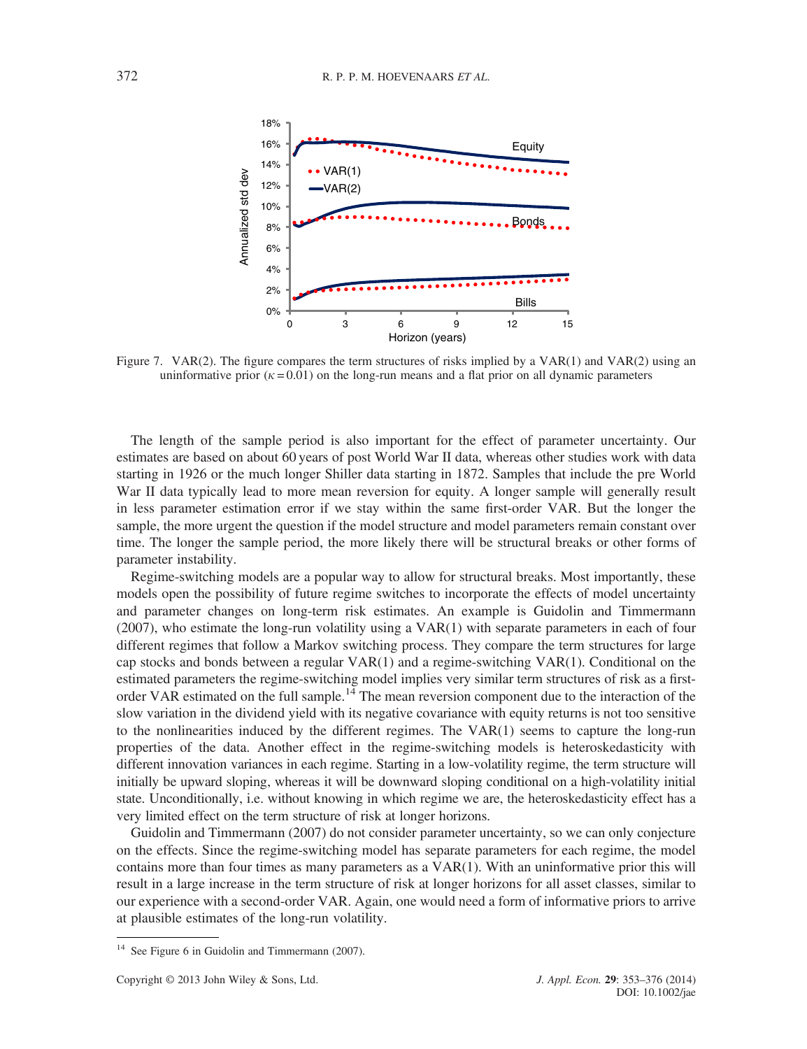Figure 7. VAR(2). The figure compares the term structures of risks implied by a VAR(1) and VAR(2) using an uninformative prior ($\kappa = 0.01$) on the long-run means and a flat prior on all dynamic parameters

The length of the sample period is also important for the effect of parameter uncertainty. Our estimates are based on about 60 years of post World War II data, whereas other studies work with data starting in 1926 or the much longer Shiller data starting in 1872. Samples that include the pre World War II data typically lead to more mean reversion for equity. A longer sample will generally result in less parameter estimation error if we stay within the same first-order VAR. But the longer the sample, the more urgent the question if the model structure and model parameters remain constant over time. The longer the sample period, the more likely there will be structural breaks or other forms of parameter instability.

Regime-switching models are a popular way to allow for structural breaks. Most importantly, these models open the possibility of future regime switches to incorporate the effects of model uncertainty and parameter changes on long-term risk estimates. An example is Guidolin and Timmermann (2007), who estimate the long-run volatility using a VAR(1) with separate parameters in each of four different regimes that follow a Markov switching process. They compare the term structures for large cap stocks and bonds between a regular VAR(1) and a regime-switching VAR(1). Conditional on the estimated parameters the regime-switching model implies very similar term structures of risk as a first-order VAR estimated on the full sample.[14] The mean reversion component due to the interaction of the slow variation in the dividend yield with its negative covariance with equity returns is not too sensitive to the nonlinearities induced by the different regimes. The VAR(1) seems to capture the long-run properties of the data. Another effect in the regime-switching models is heteroskedasticity with different innovation variances in each regime. Starting in a low-volatility regime, the term structure will initially be upward sloping, whereas it will be downward sloping conditional on a high-volatility initial state. Unconditionally, i.e. without knowing in which regime we are, the heteroskedasticity effect has a very limited effect on the term structure of risk at longer horizons.

Guidolin and Timmermann (2007) do not consider parameter uncertainty, so we can only conjecture on the effects. Since the regime-switching model has separate parameters for each regime, the model contains more than four times as many parameters as a VAR(1). With an uninformative prior this will result in a large increase in the term structure of risk at longer horizons for all asset classes, similar to our experience with a second-order VAR. Again, one would need a form of informative priors to arrive at plausible estimates of the long-run volatility.

[14] See Figure 6 in Guidolin and Timmermann (2007).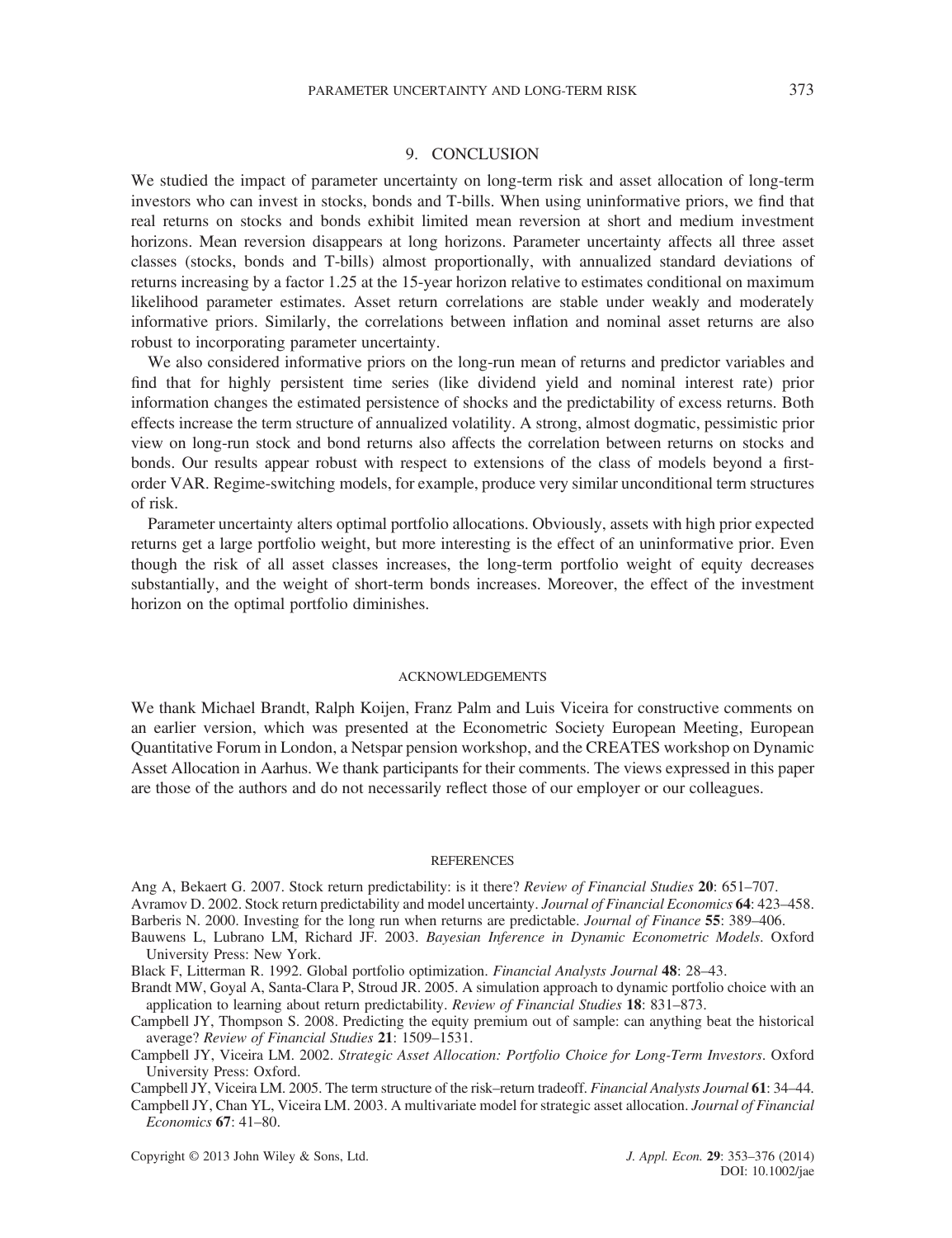## 9. CONCLUSION

We studied the impact of parameter uncertainty on long-term risk and asset allocation of long-term investors who can invest in stocks, bonds and T-bills. When using uninformative priors, we find that real returns on stocks and bonds exhibit limited mean reversion at short and medium investment horizons. Mean reversion disappears at long horizons. Parameter uncertainty affects all three asset classes (stocks, bonds and T-bills) almost proportionally, with annualized standard deviations of returns increasing by a factor 1.25 at the 15-year horizon relative to estimates conditional on maximum likelihood parameter estimates. Asset return correlations are stable under weakly and moderately informative priors. Similarly, the correlations between inflation and nominal asset returns are also robust to incorporating parameter uncertainty.

We also considered informative priors on the long-run mean of returns and predictor variables and find that for highly persistent time series (like dividend yield and nominal interest rate) prior information changes the estimated persistence of shocks and the predictability of excess returns. Both effects increase the term structure of annualized volatility. A strong, almost dogmatic, pessimistic prior view on long-run stock and bond returns also affects the correlation between returns on stocks and bonds. Our results appear robust with respect to extensions of the class of models beyond a first-order VAR. Regime-switching models, for example, produce very similar unconditional term structures of risk.

Parameter uncertainty alters optimal portfolio allocations. Obviously, assets with high prior expected returns get a large portfolio weight, but more interesting is the effect of an uninformative prior. Even though the risk of all asset classes increases, the long-term portfolio weight of equity decreases substantially, and the weight of short-term bonds increases. Moreover, the effect of the investment horizon on the optimal portfolio diminishes.

## ACKNOWLEDGEMENTS

We thank Michael Brandt, Ralph Koijen, Franz Palm and Luis Viceira for constructive comments on an earlier version, which was presented at the Econometric Society European Meeting, European Quantitative Forum in London, a Netspar pension workshop, and the CREATES workshop on Dynamic Asset Allocation in Aarhus. We thank participants for their comments. The views expressed in this paper are those of the authors and do not necessarily reflect those of our employer or our colleagues.

## REFERENCES

Ang A, Bekaert G. 2007. Stock return predictability: is it there? *Review of Financial Studies* **20**: 651–707.

Avramov D. 2002. Stock return predictability and model uncertainty. *Journal of Financial Economics* **64**: 423–458.

Barberis N. 2000. Investing for the long run when returns are predictable. *Journal of Finance* **55**: 389–406.

Bauwens L, Lubrano LM, Richard JF. 2003. *Bayesian Inference in Dynamic Econometric Models*. Oxford University Press: New York.

Black F, Litterman R. 1992. Global portfolio optimization. *Financial Analysts Journal* **48**: 28–43.

Brandt MW, Goyal A, Santa-Clara P, Stroud JR. 2005. A simulation approach to dynamic portfolio choice with an application to learning about return predictability. *Review of Financial Studies* **18**: 831–873.

Campbell JY, Thompson S. 2008. Predicting the equity premium out of sample: can anything beat the historical average? *Review of Financial Studies* **21**: 1509–1531.

Campbell JY, Viceira LM. 2002. *Strategic Asset Allocation: Portfolio Choice for Long-Term Investors*. Oxford University Press: Oxford.

Campbell JY, Viceira LM. 2005. The term structure of the risk–return tradeoff. *Financial Analysts Journal* **61**: 34–44.

Campbell JY, Chan YL, Viceira LM. 2003. A multivariate model for strategic asset allocation. *Journal of Financial Economics* **67**: 41–80.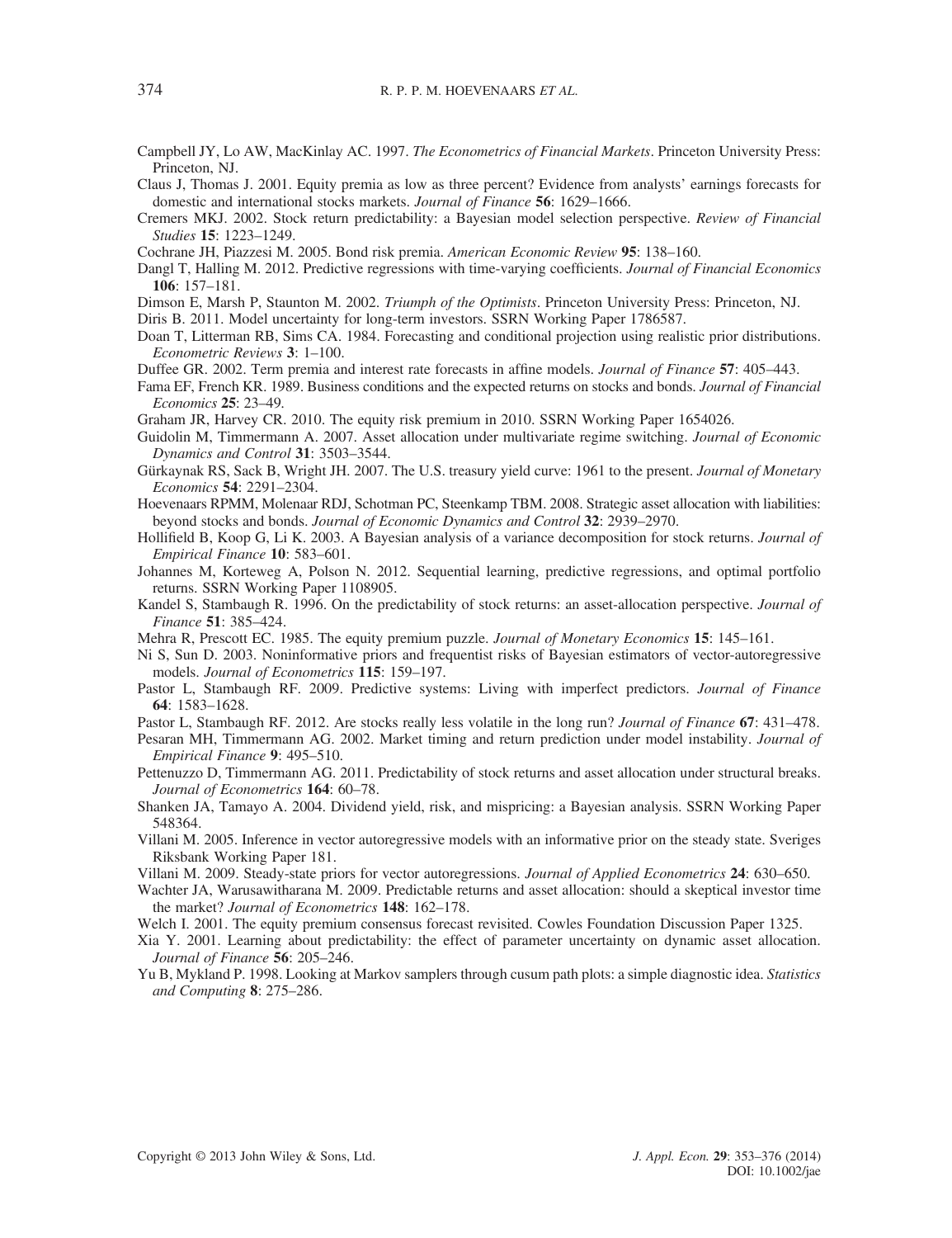Campbell JY, Lo AW, MacKinlay AC. 1997. *The Econometrics of Financial Markets*. Princeton University Press: Princeton, NJ.

Claus J, Thomas J. 2001. Equity premia as low as three percent? Evidence from analysts' earnings forecasts for domestic and international stocks markets. *Journal of Finance* **56**: 1629–1666.

Cremers MKJ. 2002. Stock return predictability: a Bayesian model selection perspective. *Review of Financial Studies* **15**: 1223–1249.

Cochrane JH, Piazzesi M. 2005. Bond risk premia. *American Economic Review* **95**: 138–160.

Dangl T, Halling M. 2012. Predictive regressions with time-varying coefficients. *Journal of Financial Economics* **106**: 157–181.

Dimson E, Marsh P, Staunton M. 2002. *Triumph of the Optimists*. Princeton University Press: Princeton, NJ.

Diris B. 2011. Model uncertainty for long-term investors. SSRN Working Paper 1786587.

Doan T, Litterman RB, Sims CA. 1984. Forecasting and conditional projection using realistic prior distributions. *Econometric Reviews* **3**: 1–100.

Duffee GR. 2002. Term premia and interest rate forecasts in affine models. *Journal of Finance* **57**: 405–443.

Fama EF, French KR. 1989. Business conditions and the expected returns on stocks and bonds. *Journal of Financial Economics* **25**: 23–49.

Graham JR, Harvey CR. 2010. The equity risk premium in 2010. SSRN Working Paper 1654026.

Guidolin M, Timmermann A. 2007. Asset allocation under multivariate regime switching. *Journal of Economic Dynamics and Control* **31**: 3503–3544.

Gürkaynak RS, Sack B, Wright JH. 2007. The U.S. treasury yield curve: 1961 to the present. *Journal of Monetary Economics* **54**: 2291–2304.

Hoevenaars RPMM, Molenaar RDJ, Schotman PC, Steenkamp TBM. 2008. Strategic asset allocation with liabilities: beyond stocks and bonds. *Journal of Economic Dynamics and Control* **32**: 2939–2970.

Hollifield B, Koop G, Li K. 2003. A Bayesian analysis of a variance decomposition for stock returns. *Journal of Empirical Finance* **10**: 583–601.

Johannes M, Korteweg A, Polson N. 2012. Sequential learning, predictive regressions, and optimal portfolio returns. SSRN Working Paper 1108905.

Kandel S, Stambaugh R. 1996. On the predictability of stock returns: an asset-allocation perspective. *Journal of Finance* **51**: 385–424.

Mehra R, Prescott EC. 1985. The equity premium puzzle. *Journal of Monetary Economics* **15**: 145–161.

Ni S, Sun D. 2003. Noninformative priors and frequentist risks of Bayesian estimators of vector-autoregressive models. *Journal of Econometrics* **115**: 159–197.

Pastor L, Stambaugh RF. 2009. Predictive systems: Living with imperfect predictors. *Journal of Finance* **64**: 1583–1628.

Pastor L, Stambaugh RF. 2012. Are stocks really less volatile in the long run? *Journal of Finance* **67**: 431–478.

Pesaran MH, Timmermann AG. 2002. Market timing and return prediction under model instability. *Journal of Empirical Finance* **9**: 495–510.

Pettenuzzo D, Timmermann AG. 2011. Predictability of stock returns and asset allocation under structural breaks. *Journal of Econometrics* **164**: 60–78.

Shanken JA, Tamayo A. 2004. Dividend yield, risk, and mispricing: a Bayesian analysis. SSRN Working Paper 548364.

Villani M. 2005. Inference in vector autoregressive models with an informative prior on the steady state. Sveriges Riksbank Working Paper 181.

Villani M. 2009. Steady-state priors for vector autoregressions. *Journal of Applied Econometrics* **24**: 630–650.

Wachter JA, Warusawitharana M. 2009. Predictable returns and asset allocation: should a skeptical investor time the market? *Journal of Econometrics* **148**: 162–178.

Welch I. 2001. The equity premium consensus forecast revisited. Cowles Foundation Discussion Paper 1325.

Xia Y. 2001. Learning about predictability: the effect of parameter uncertainty on dynamic asset allocation. *Journal of Finance* **56**: 205–246.

Yu B, Mykland P. 1998. Looking at Markov samplers through cusum path plots: a simple diagnostic idea. *Statistics and Computing* **8**: 275–286.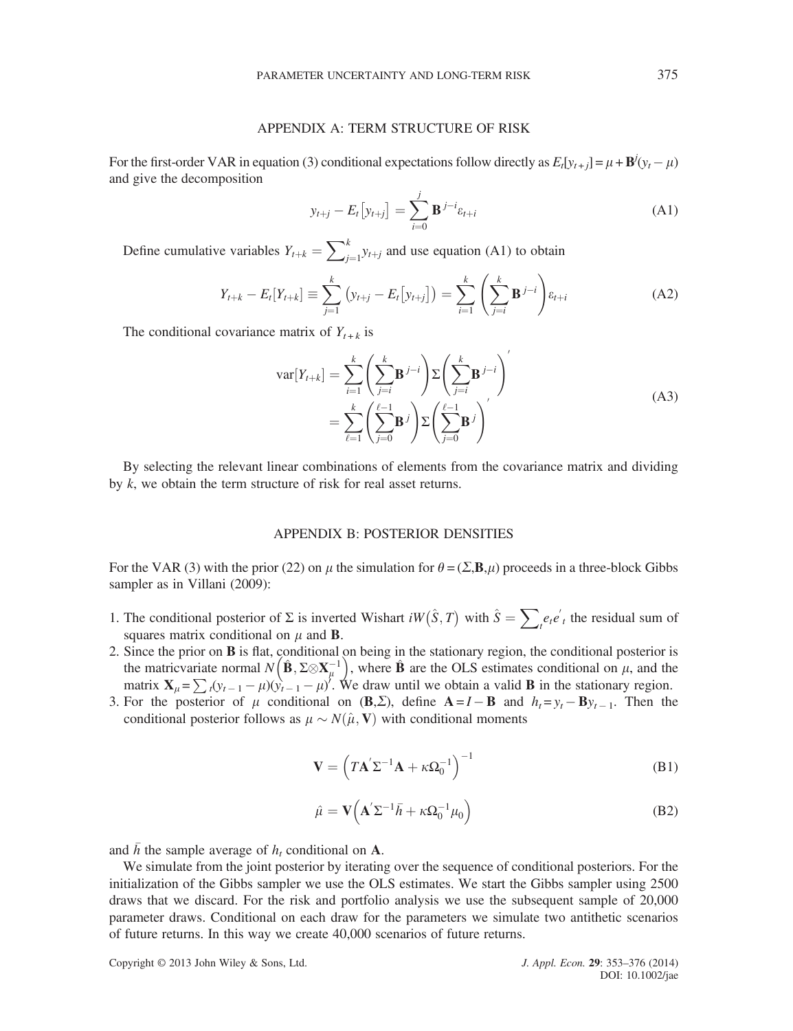## APPENDIX A: TERM STRUCTURE OF RISK

For the first-order VAR in equation (3) conditional expectations follow directly as $E_t[y_{t+j}] = \mu + \mathbf{B}^j(y_t - \mu)$ and give the decomposition

$$y_{t+j} - E_t\left[y_{t+j}\right] = \sum_{i=0}^{j} \mathbf{B}^{j-i}\varepsilon_{t+i} \tag{A1}$$

Define cumulative variables $Y_{t+k} = \sum_{j=1}^{k} y_{t+j}$ and use equation (A1) to obtain

$$Y_{t+k} - E_t[Y_{t+k}] \equiv \sum_{j=1}^{k}\left(y_{t+j} - E_t\left[y_{t+j}\right]\right) = \sum_{i=1}^{k}\left(\sum_{j=i}^{k}\mathbf{B}^{j-i}\right)\varepsilon_{t+i} \tag{A2}$$

The conditional covariance matrix of $Y_{t+k}$ is

$$\begin{aligned}\operatorname{var}[Y_{t+k}] &= \sum_{i=1}^{k}\left(\sum_{j=i}^{k}\mathbf{B}^{j-i}\right)\Sigma\left(\sum_{j=i}^{k}\mathbf{B}^{j-i}\right)' \\ &= \sum_{\ell=1}^{k}\left(\sum_{j=0}^{\ell-1}\mathbf{B}^{j}\right)\Sigma\left(\sum_{j=0}^{\ell-1}\mathbf{B}^{j}\right)'\end{aligned} \tag{A3}$$

By selecting the relevant linear combinations of elements from the covariance matrix and dividing by $k$, we obtain the term structure of risk for real asset returns.

## APPENDIX B: POSTERIOR DENSITIES

For the VAR (3) with the prior (22) on $\mu$ the simulation for $\theta = (\Sigma, \mathbf{B}, \mu)$ proceeds in a three-block Gibbs sampler as in Villani (2009):

1. The conditional posterior of $\Sigma$ is inverted Wishart $iW\left(\hat{S}, T\right)$ with $\hat{S} = \sum_t e_t e'_t$ the residual sum of squares matrix conditional on $\mu$ and $\mathbf{B}$.
2. Since the prior on $\mathbf{B}$ is flat, conditional on being in the stationary region, the conditional posterior is the matricvariate normal $N\left(\hat{\mathbf{B}}, \Sigma \otimes \mathbf{X}_{\mu}^{-1}\right)$, where $\hat{\mathbf{B}}$ are the OLS estimates conditional on $\mu$, and the matrix $\mathbf{X}_{\mu} = \sum_t (y_{t-1} - \mu)(y_{t-1} - \mu)'$. We draw until we obtain a valid $\mathbf{B}$ in the stationary region.
3. For the posterior of $\mu$ conditional on $(\mathbf{B}, \Sigma)$, define $\mathbf{A} = I - \mathbf{B}$ and $h_t = y_t - \mathbf{B}y_{t-1}$. Then the conditional posterior follows as $\mu \sim N(\hat{\mu}, \mathbf{V})$ with conditional moments

$$\mathbf{V} = \left(T\mathbf{A}'\Sigma^{-1}\mathbf{A} + \kappa\Omega_0^{-1}\right)^{-1} \tag{B1}$$

$$\hat{\mu} = \mathbf{V}\left(\mathbf{A}'\Sigma^{-1}\bar{h} + \kappa\Omega_0^{-1}\mu_0\right) \tag{B2}$$

and $\bar{h}$ the sample average of $h_t$ conditional on $\mathbf{A}$.

We simulate from the joint posterior by iterating over the sequence of conditional posteriors. For the initialization of the Gibbs sampler we use the OLS estimates. We start the Gibbs sampler using 2500 draws that we discard. For the risk and portfolio analysis we use the subsequent sample of 20,000 parameter draws. Conditional on each draw for the parameters we simulate two antithetic scenarios of future returns. In this way we create 40,000 scenarios of future returns.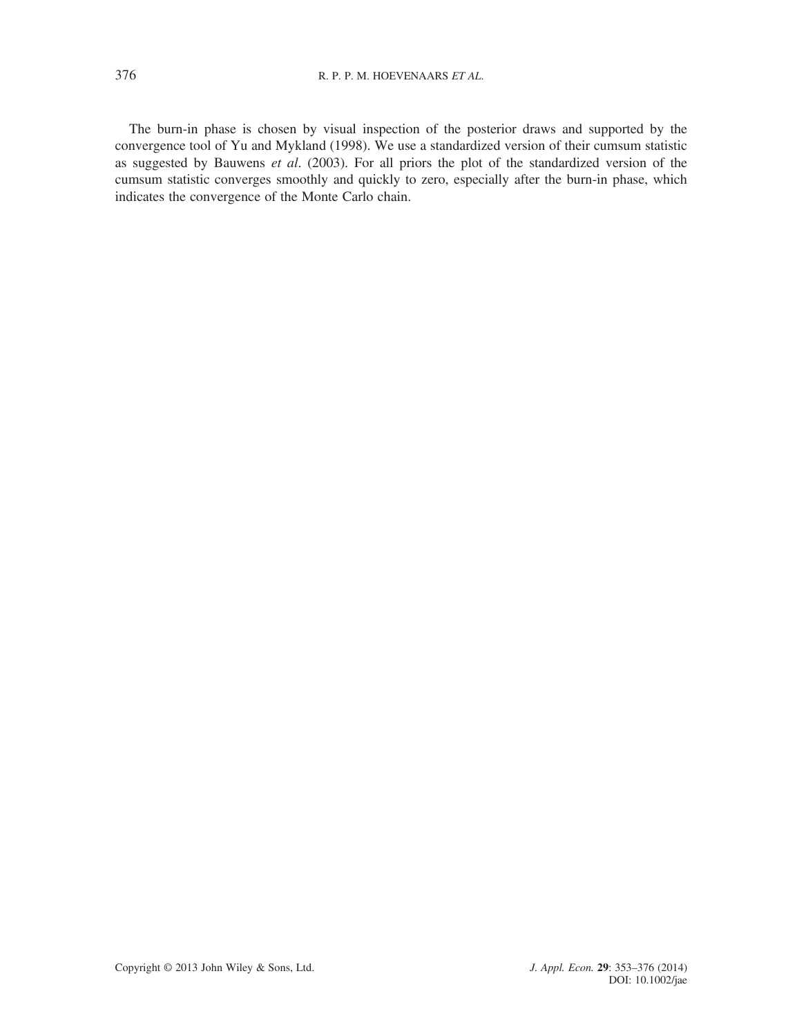The burn-in phase is chosen by visual inspection of the posterior draws and supported by the convergence tool of Yu and Mykland (1998). We use a standardized version of their cumsum statistic as suggested by Bauwens *et al*. (2003). For all priors the plot of the standardized version of the cumsum statistic converges smoothly and quickly to zero, especially after the burn-in phase, which indicates the convergence of the Monte Carlo chain.